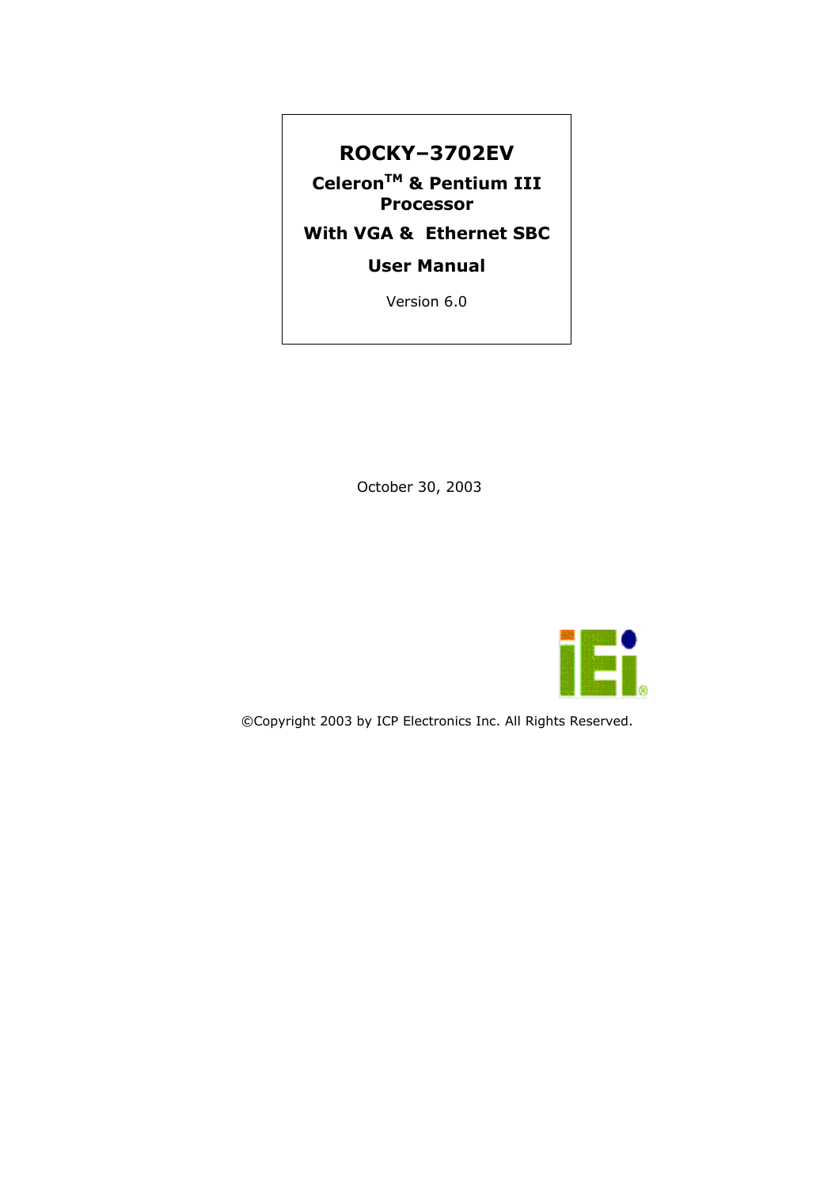# ROCKY–3702EV

## Celeron™ & Pentium III Processor

## With VGA & Ethernet SBC

## User Manual

Version 6.0

October 30, 2003

©Copyright 2003 by ICP Electronics Inc. All Rights Reserved.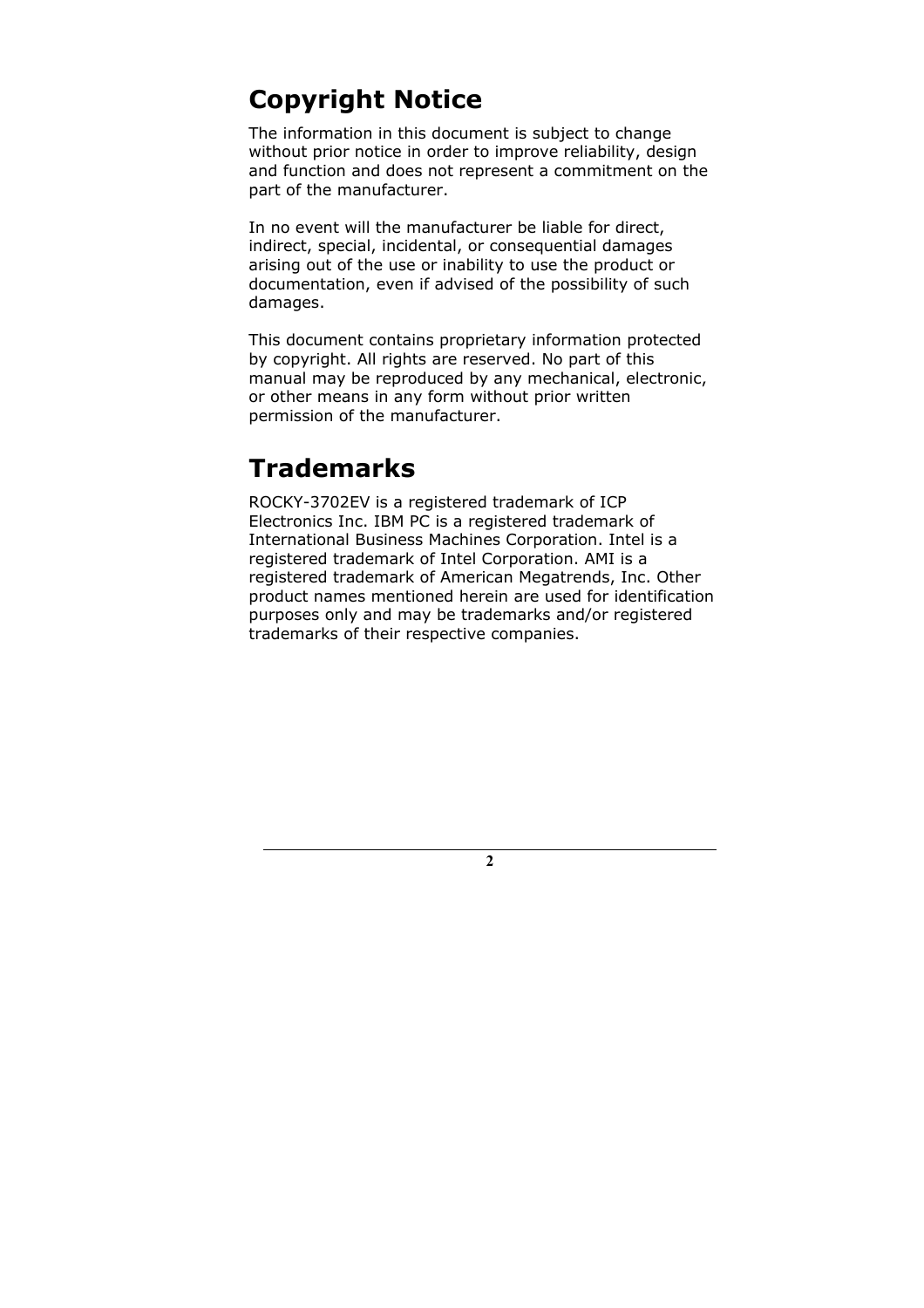# Copyright Notice

The information in this document is subject to change without prior notice in order to improve reliability, design and function and does not represent a commitment on the part of the manufacturer.

In no event will the manufacturer be liable for direct, indirect, special, incidental, or consequential damages arising out of the use or inability to use the product or documentation, even if advised of the possibility of such damages.

This document contains proprietary information protected by copyright. All rights are reserved. No part of this manual may be reproduced by any mechanical, electronic, or other means in any form without prior written permission of the manufacturer.

# Trademarks

ROCKY-3702EV is a registered trademark of ICP Electronics Inc. IBM PC is a registered trademark of International Business Machines Corporation. Intel is a registered trademark of Intel Corporation. AMI is a registered trademark of American Megatrends, Inc. Other product names mentioned herein are used for identification purposes only and may be trademarks and/or registered trademarks of their respective companies.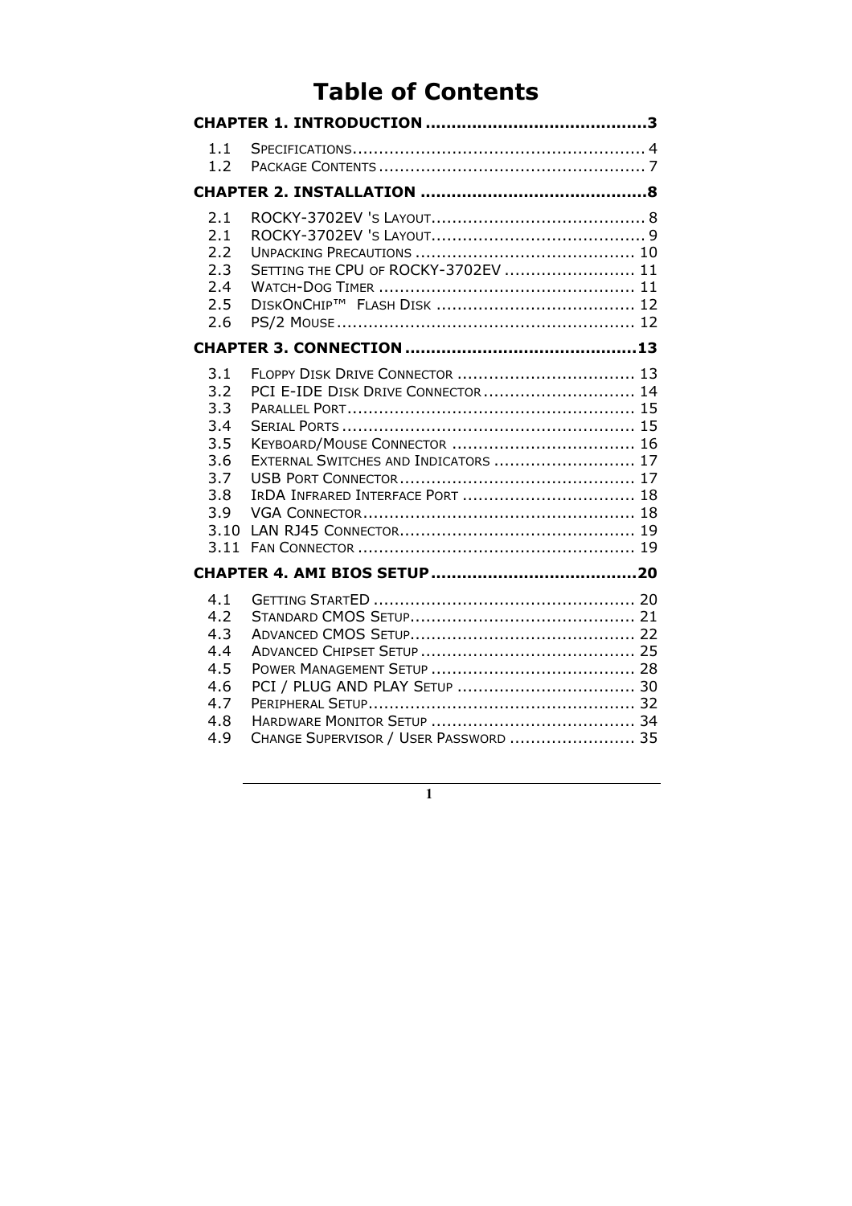# Table of Contents

**CHAPTER 1. INTRODUCTION ..........................................3**

1.1 SPECIFICATIONS........................................................ 4
1.2 PACKAGE CONTENTS .................................................. 7

**CHAPTER 2. INSTALLATION ...........................................8**

2.1 ROCKY-3702EV 'S LAYOUT......................................... 8
2.1 ROCKY-3702EV 'S LAYOUT......................................... 9
2.2 UNPACKING PRECAUTIONS ......................................... 10
2.3 SETTING THE CPU OF ROCKY-3702EV ........................ 11
2.4 WATCH-DOG TIMER ................................................ 11
2.5 DISKONCHIP™ FLASH DISK ..................................... 12
2.6 PS/2 MOUSE ........................................................ 12

**CHAPTER 3. CONNECTION ............................................13**

3.1 FLOPPY DISK DRIVE CONNECTOR ................................. 13
3.2 PCI E-IDE DISK DRIVE CONNECTOR ............................. 14
3.3 PARALLEL PORT....................................................... 15
3.4 SERIAL PORTS ........................................................ 15
3.5 KEYBOARD/MOUSE CONNECTOR ................................... 16
3.6 EXTERNAL SWITCHES AND INDICATORS ........................... 17
3.7 USB PORT CONNECTOR ............................................ 17
3.8 IRDA INFRARED INTERFACE PORT ................................ 18
3.9 VGA CONNECTOR.................................................... 18
3.10 LAN RJ45 CONNECTOR............................................ 19
3.11 FAN CONNECTOR .................................................... 19

**CHAPTER 4. AMI BIOS SETUP .......................................20**

4.1 GETTING STARTED ................................................. 20
4.2 STANDARD CMOS SETUP........................................... 21
4.3 ADVANCED CMOS SETUP........................................... 22
4.4 ADVANCED CHIPSET SETUP ......................................... 25
4.5 POWER MANAGEMENT SETUP ....................................... 28
4.6 PCI / PLUG AND PLAY SETUP .................................. 30
4.7 PERIPHERAL SETUP................................................... 32
4.8 HARDWARE MONITOR SETUP ...................................... 34
4.9 CHANGE SUPERVISOR / USER PASSWORD ........................ 35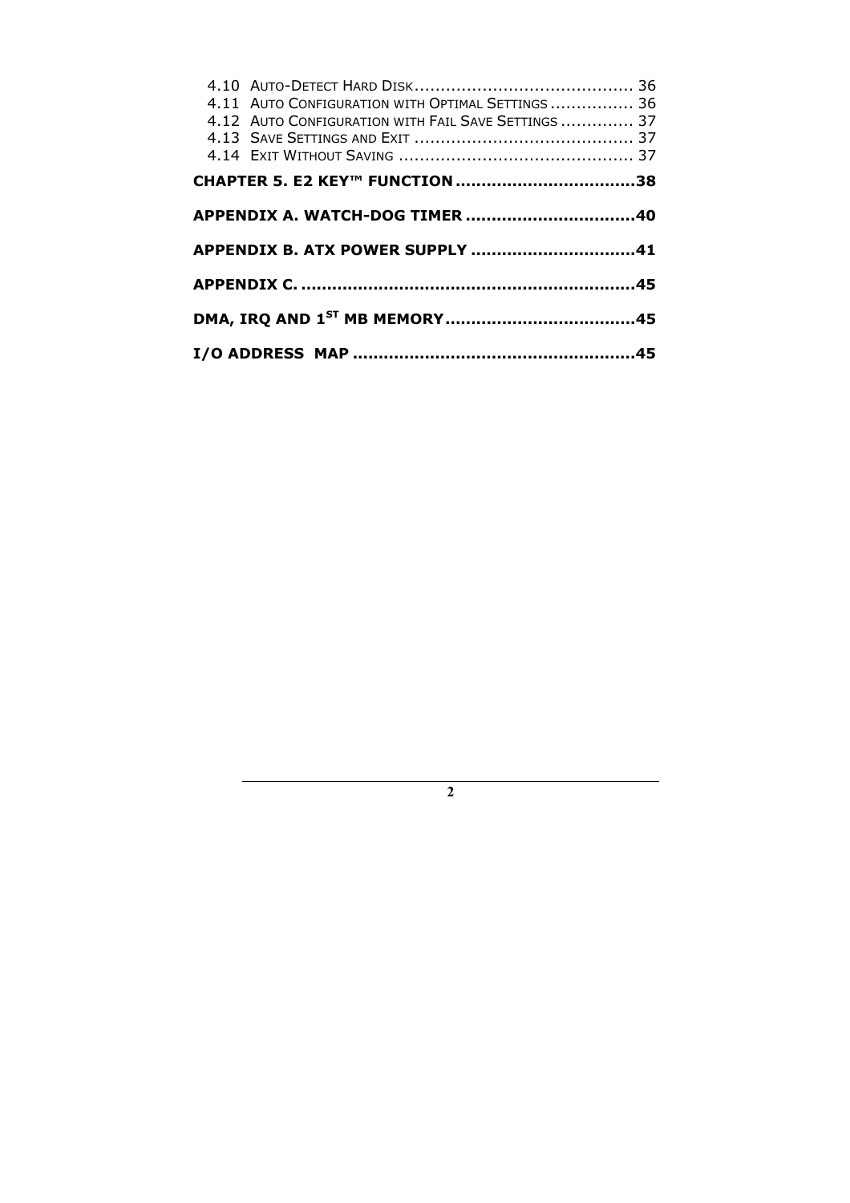4.10 Auto-Detect Hard Disk ......................................... 36
4.11 Auto Configuration with Optimal Settings ................ 36
4.12 Auto Configuration with Fail Save Settings .............. 37
4.13 Save Settings and Exit ......................................... 37
4.14 Exit Without Saving ............................................. 37

**CHAPTER 5. E2 KEY™ FUNCTION ..................................38**

**APPENDIX A. WATCH-DOG TIMER ................................40**

**APPENDIX B. ATX POWER SUPPLY ...............................41**

**APPENDIX C. ................................................................45**

**DMA, IRQ AND 1ST MB MEMORY....................................45**

**I/O ADDRESS MAP ......................................................45**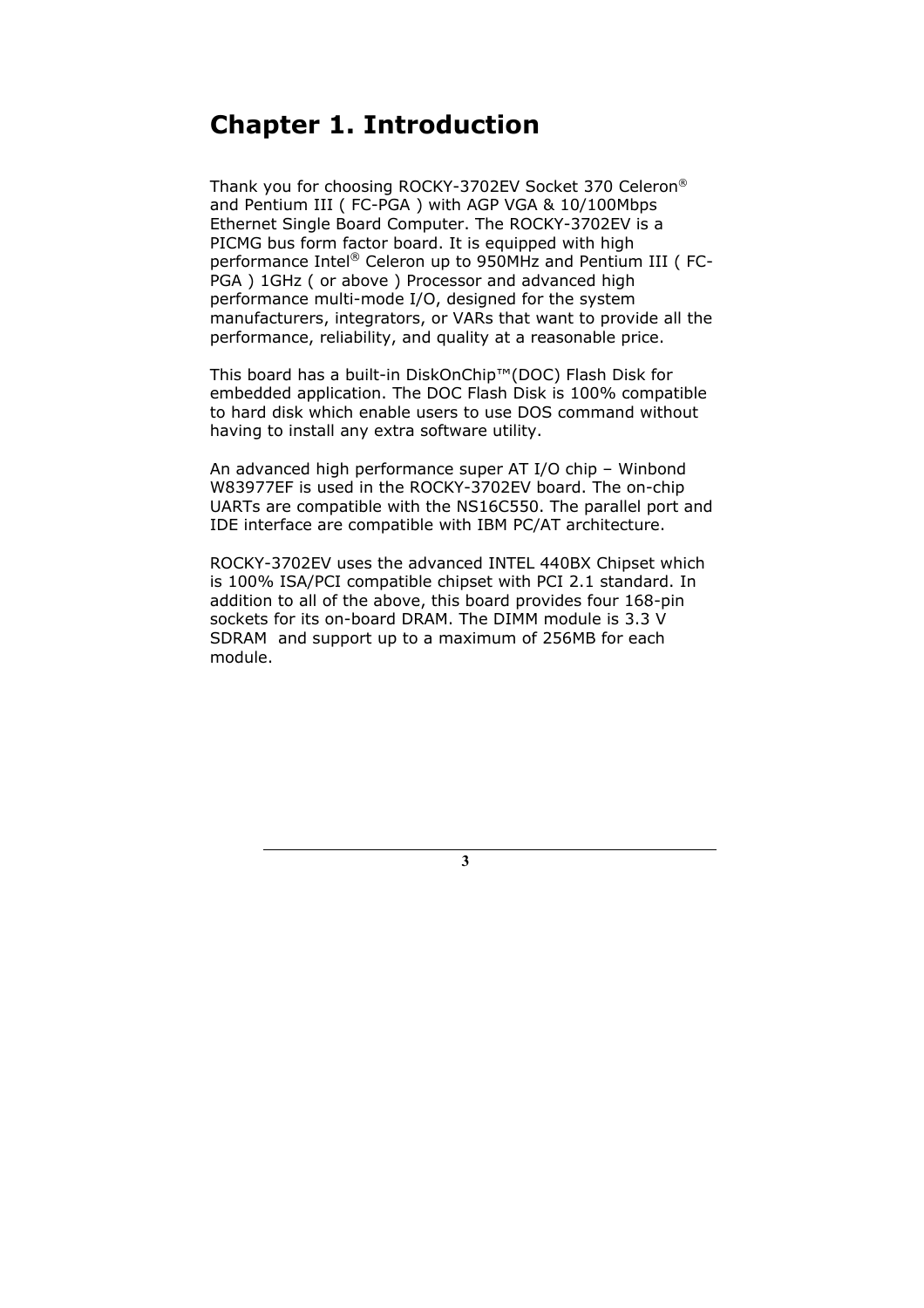# Chapter 1. Introduction

Thank you for choosing ROCKY-3702EV Socket 370 Celeron® and Pentium III ( FC-PGA ) with AGP VGA & 10/100Mbps Ethernet Single Board Computer. The ROCKY-3702EV is a PICMG bus form factor board. It is equipped with high performance Intel® Celeron up to 950MHz and Pentium III ( FC-PGA ) 1GHz ( or above ) Processor and advanced high performance multi-mode I/O, designed for the system manufacturers, integrators, or VARs that want to provide all the performance, reliability, and quality at a reasonable price.

This board has a built-in DiskOnChip™(DOC) Flash Disk for embedded application. The DOC Flash Disk is 100% compatible to hard disk which enable users to use DOS command without having to install any extra software utility.

An advanced high performance super AT I/O chip – Winbond W83977EF is used in the ROCKY-3702EV board. The on-chip UARTs are compatible with the NS16C550. The parallel port and IDE interface are compatible with IBM PC/AT architecture.

ROCKY-3702EV uses the advanced INTEL 440BX Chipset which is 100% ISA/PCI compatible chipset with PCI 2.1 standard. In addition to all of the above, this board provides four 168-pin sockets for its on-board DRAM. The DIMM module is 3.3 V SDRAM and support up to a maximum of 256MB for each module.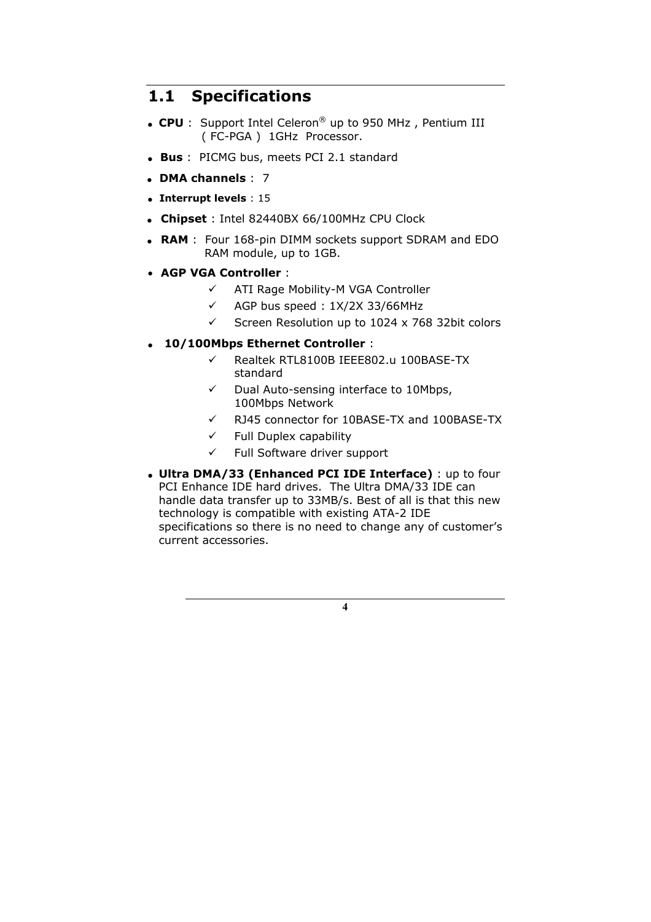## 1.1 Specifications

- **CPU** : Support Intel Celeron® up to 950 MHz , Pentium III ( FC-PGA ) 1GHz Processor.
- **Bus** : PICMG bus, meets PCI 2.1 standard
- **DMA channels** : 7
- **Interrupt levels** : 15
- **Chipset** : Intel 82440BX 66/100MHz CPU Clock
- **RAM** : Four 168-pin DIMM sockets support SDRAM and EDO RAM module, up to 1GB.
- **AGP VGA Controller** :
  - ✓ ATI Rage Mobility-M VGA Controller
  - ✓ AGP bus speed : 1X/2X 33/66MHz
  - ✓ Screen Resolution up to 1024 x 768 32bit colors
- **10/100Mbps Ethernet Controller** :
  - ✓ Realtek RTL8100B IEEE802.u 100BASE-TX standard
  - ✓ Dual Auto-sensing interface to 10Mbps, 100Mbps Network
  - ✓ RJ45 connector for 10BASE-TX and 100BASE-TX
  - ✓ Full Duplex capability
  - ✓ Full Software driver support
- **Ultra DMA/33 (Enhanced PCI IDE Interface)** : up to four PCI Enhance IDE hard drives. The Ultra DMA/33 IDE can handle data transfer up to 33MB/s. Best of all is that this new technology is compatible with existing ATA-2 IDE specifications so there is no need to change any of customer's current accessories.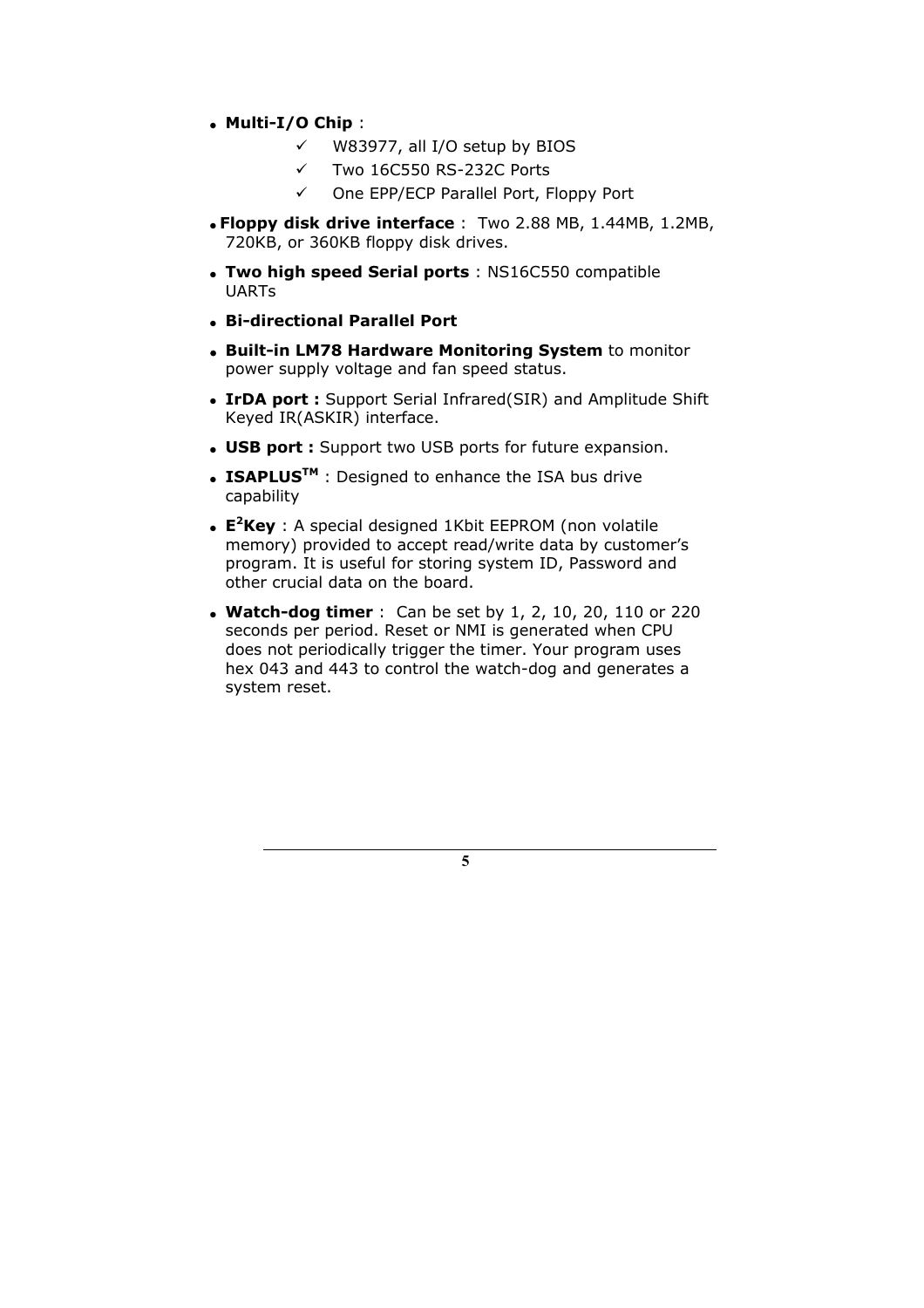- **Multi-I/O Chip** :
  - ✓ W83977, all I/O setup by BIOS
  - ✓ Two 16C550 RS-232C Ports
  - ✓ One EPP/ECP Parallel Port, Floppy Port
- **Floppy disk drive interface** : Two 2.88 MB, 1.44MB, 1.2MB, 720KB, or 360KB floppy disk drives.
- **Two high speed Serial ports** : NS16C550 compatible UARTs
- **Bi-directional Parallel Port**
- **Built-in LM78 Hardware Monitoring System** to monitor power supply voltage and fan speed status.
- **IrDA port :** Support Serial Infrared(SIR) and Amplitude Shift Keyed IR(ASKIR) interface.
- **USB port :** Support two USB ports for future expansion.
- **ISAPLUS™** : Designed to enhance the ISA bus drive capability
- **E²Key** : A special designed 1Kbit EEPROM (non volatile memory) provided to accept read/write data by customer's program. It is useful for storing system ID, Password and other crucial data on the board.
- **Watch-dog timer** : Can be set by 1, 2, 10, 20, 110 or 220 seconds per period. Reset or NMI is generated when CPU does not periodically trigger the timer. Your program uses hex 043 and 443 to control the watch-dog and generates a system reset.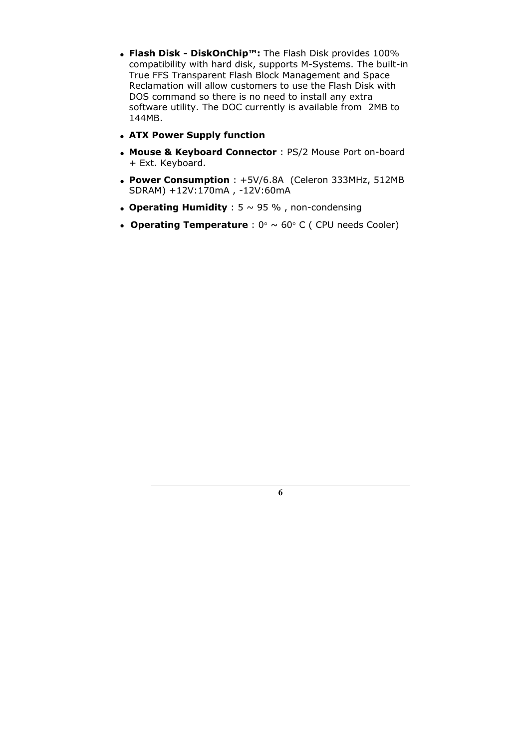- **Flash Disk - DiskOnChip™:** The Flash Disk provides 100% compatibility with hard disk, supports M-Systems. The built-in True FFS Transparent Flash Block Management and Space Reclamation will allow customers to use the Flash Disk with DOS command so there is no need to install any extra software utility. The DOC currently is available from 2MB to 144MB.
- **ATX Power Supply function**
- **Mouse & Keyboard Connector** : PS/2 Mouse Port on-board + Ext. Keyboard.
- **Power Consumption** : +5V/6.8A (Celeron 333MHz, 512MB SDRAM) +12V:170mA , -12V:60mA
- **Operating Humidity** : 5 ~ 95 % , non-condensing
- **Operating Temperature** : 0° ~ 60° C ( CPU needs Cooler)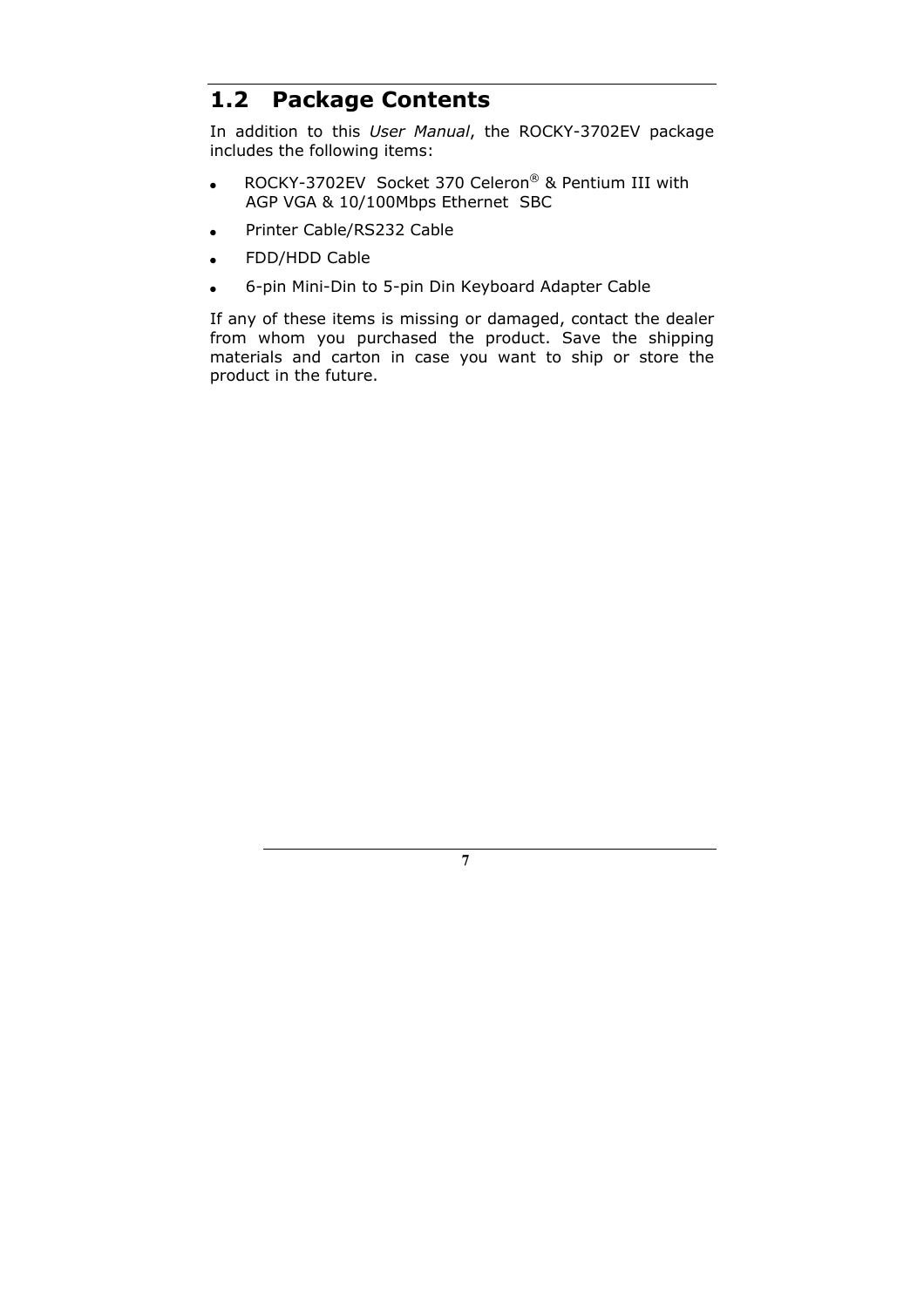## 1.2 Package Contents

In addition to this *User Manual*, the ROCKY-3702EV package includes the following items:

- ROCKY-3702EV Socket 370 Celeron® & Pentium III with AGP VGA & 10/100Mbps Ethernet SBC
- Printer Cable/RS232 Cable
- FDD/HDD Cable
- 6-pin Mini-Din to 5-pin Din Keyboard Adapter Cable

If any of these items is missing or damaged, contact the dealer from whom you purchased the product. Save the shipping materials and carton in case you want to ship or store the product in the future.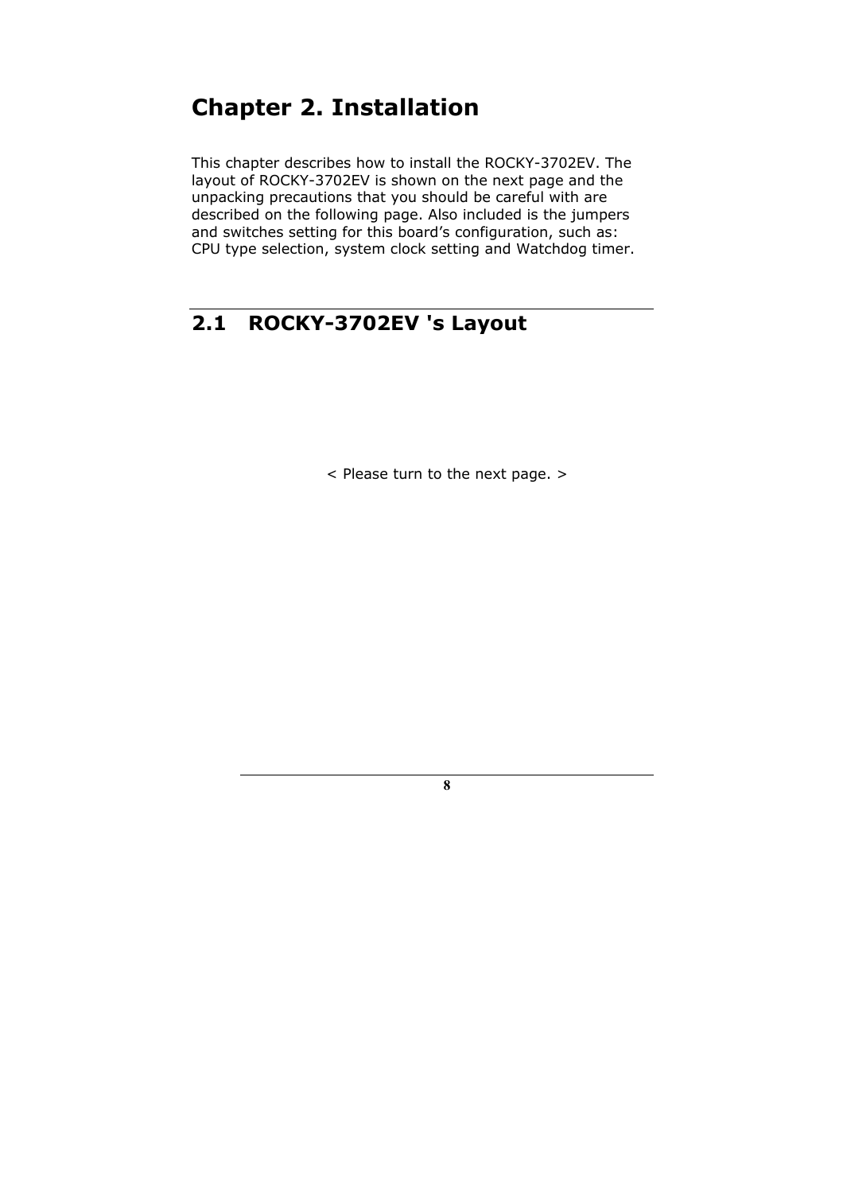# Chapter 2. Installation

This chapter describes how to install the ROCKY-3702EV. The layout of ROCKY-3702EV is shown on the next page and the unpacking precautions that you should be careful with are described on the following page. Also included is the jumpers and switches setting for this board's configuration, such as: CPU type selection, system clock setting and Watchdog timer.

## 2.1 ROCKY-3702EV 's Layout

< Please turn to the next page. >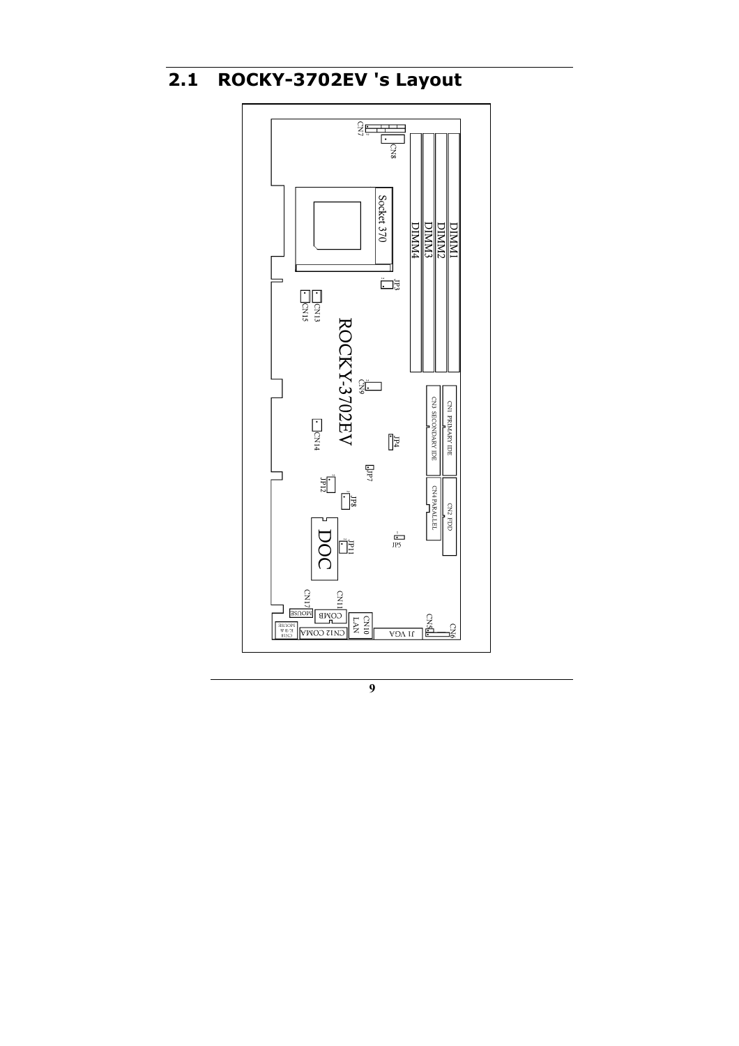## 2.1 ROCKY-3702EV 's Layout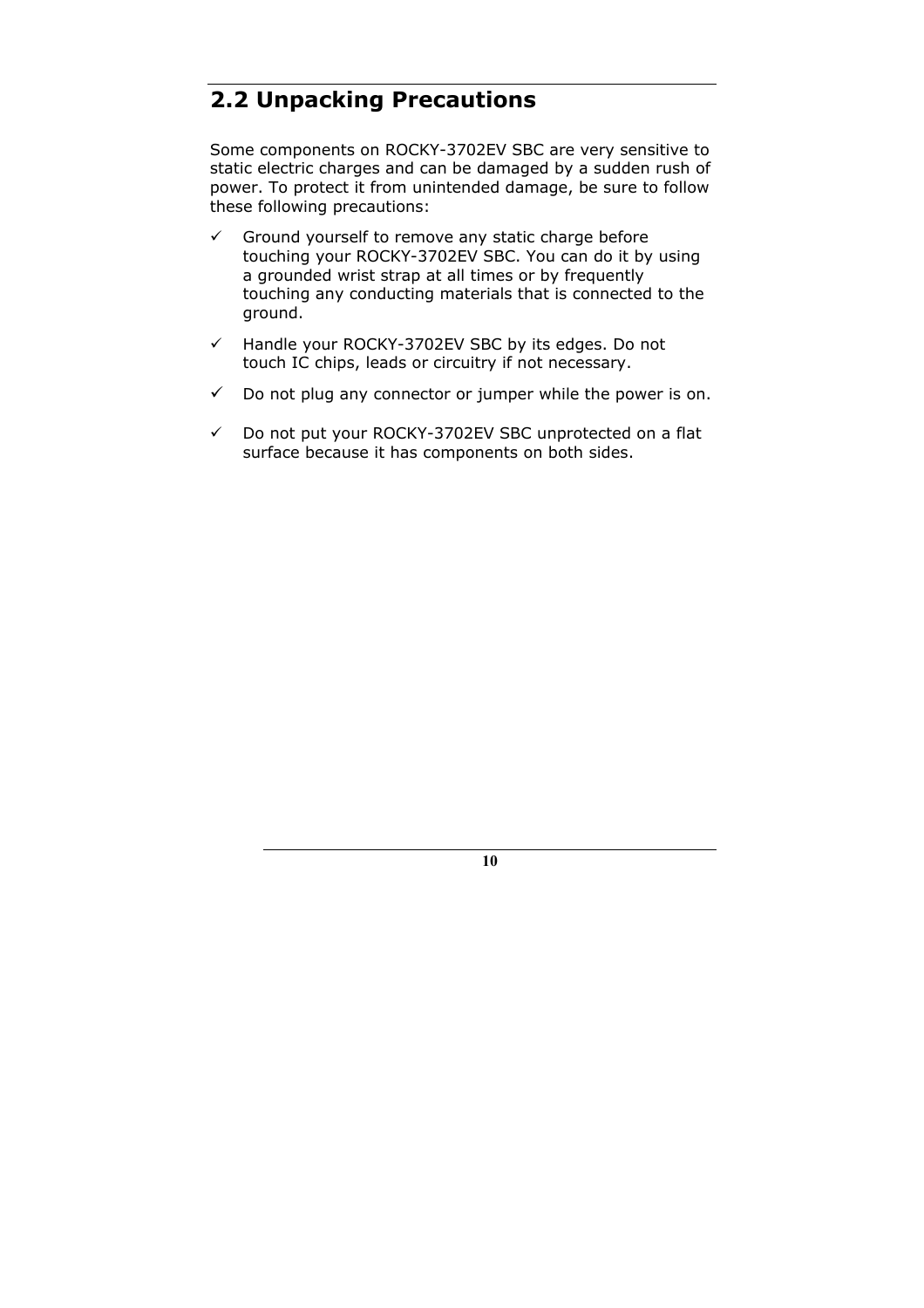## 2.2 Unpacking Precautions

Some components on ROCKY-3702EV SBC are very sensitive to static electric charges and can be damaged by a sudden rush of power. To protect it from unintended damage, be sure to follow these following precautions:

- ✓ Ground yourself to remove any static charge before touching your ROCKY-3702EV SBC. You can do it by using a grounded wrist strap at all times or by frequently touching any conducting materials that is connected to the ground.
- ✓ Handle your ROCKY-3702EV SBC by its edges. Do not touch IC chips, leads or circuitry if not necessary.
- ✓ Do not plug any connector or jumper while the power is on.
- ✓ Do not put your ROCKY-3702EV SBC unprotected on a flat surface because it has components on both sides.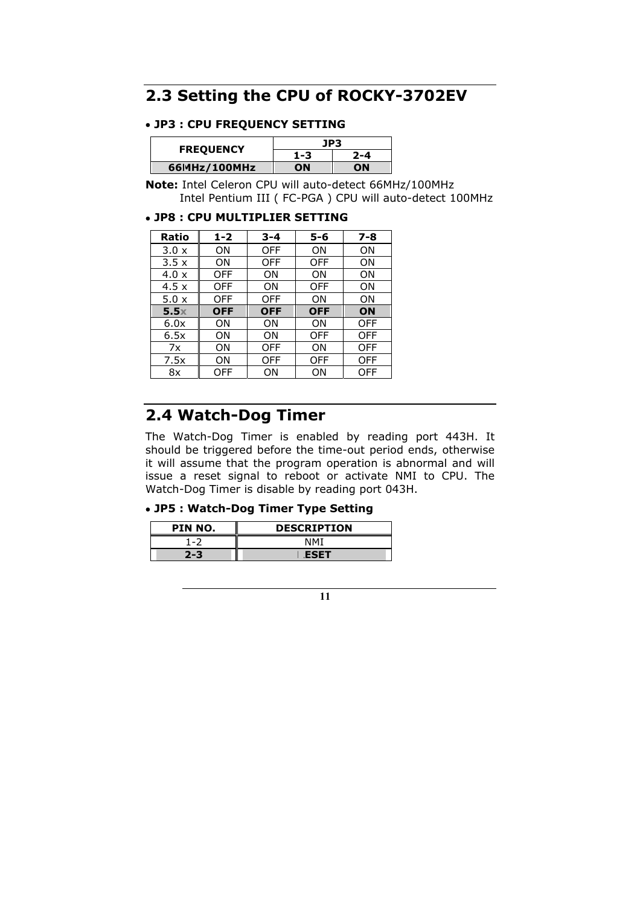## 2.3 Setting the CPU of ROCKY-3702EV

- **JP3 : CPU FREQUENCY SETTING**

| FREQUENCY | JP3 | |
|---|---|---|
| | 1-3 | 2-4 |
| **66MHz/100MHz** | **ON** | **ON** |

**Note:** Intel Celeron CPU will auto-detect 66MHz/100MHz
Intel Pentium III ( FC-PGA ) CPU will auto-detect 100MHz

- **JP8 : CPU MULTIPLIER SETTING**

| Ratio | 1-2 | 3-4 | 5-6 | 7-8 |
|---|---|---|---|---|
| 3.0 x | ON | OFF | ON | ON |
| 3.5 x | ON | OFF | OFF | ON |
| 4.0 x | OFF | ON | ON | ON |
| 4.5 x | OFF | ON | OFF | ON |
| 5.0 x | OFF | OFF | ON | ON |
| **5.5x** | **OFF** | **OFF** | **OFF** | **ON** |
| 6.0x | ON | ON | ON | OFF |
| 6.5x | ON | ON | OFF | OFF |
| 7x | ON | OFF | ON | OFF |
| 7.5x | ON | OFF | OFF | OFF |
| 8x | OFF | ON | ON | OFF |

## 2.4 Watch-Dog Timer

The Watch-Dog Timer is enabled by reading port 443H. It should be triggered before the time-out period ends, otherwise it will assume that the program operation is abnormal and will issue a reset signal to reboot or activate NMI to CPU. The Watch-Dog Timer is disable by reading port 043H.

- **JP5 : Watch-Dog Timer Type Setting**

| PIN NO. | DESCRIPTION |
|---|---|
| 1-2 | NMI |
| **2-3** | **RESET** |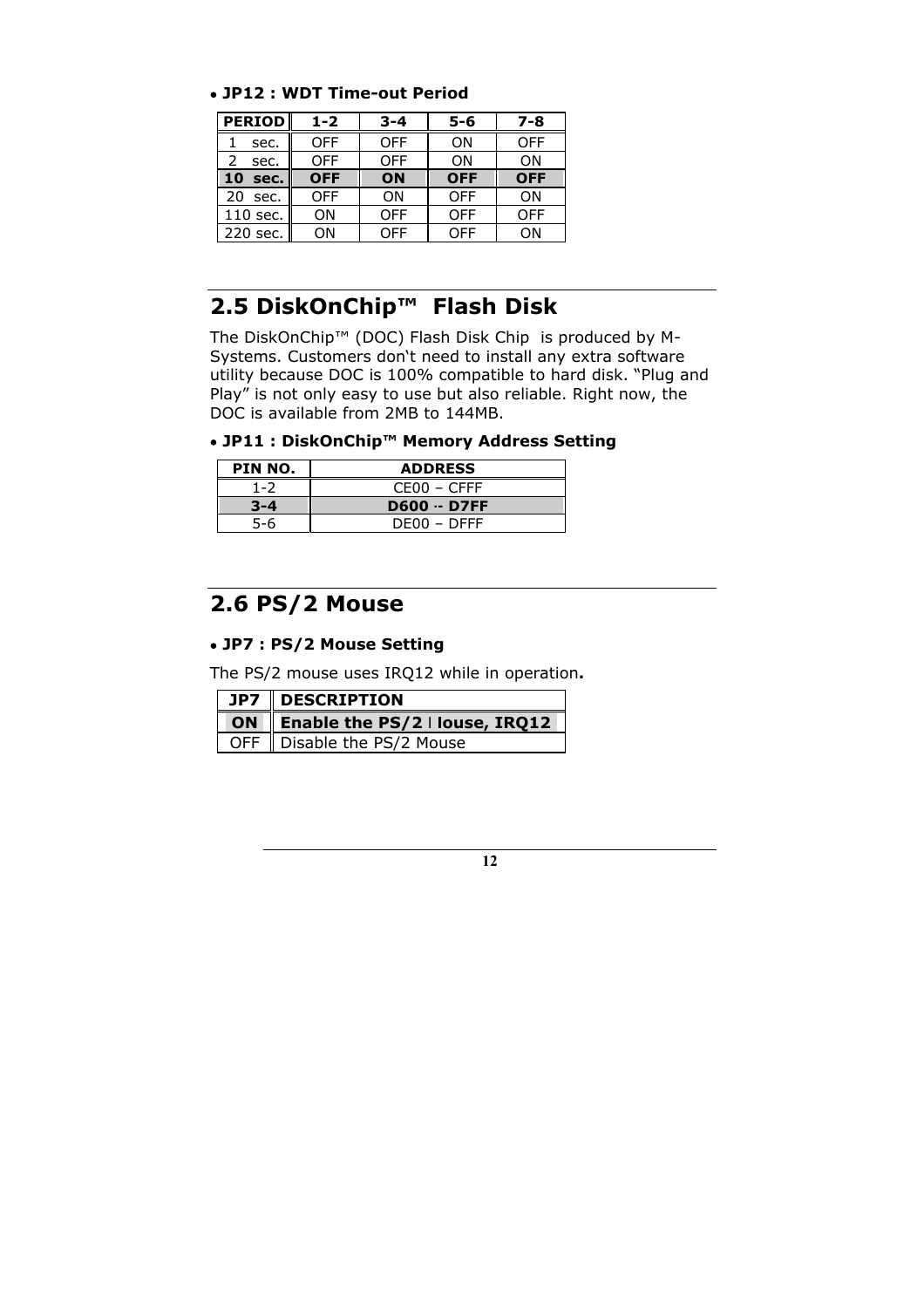- **JP12 : WDT Time-out Period**

| PERIOD | 1-2 | 3-4 | 5-6 | 7-8 |
|---|---|---|---|---|
| 1 sec. | OFF | OFF | ON | OFF |
| 2 sec. | OFF | OFF | ON | ON |
| **10 sec.** | **OFF** | **ON** | **OFF** | **OFF** |
| 20 sec. | OFF | ON | OFF | ON |
| 110 sec. | ON | OFF | OFF | OFF |
| 220 sec. | ON | OFF | OFF | ON |

## 2.5 DiskOnChip™ Flash Disk

The DiskOnChip™ (DOC) Flash Disk Chip is produced by M-Systems. Customers don't need to install any extra software utility because DOC is 100% compatible to hard disk. "Plug and Play" is not only easy to use but also reliable. Right now, the DOC is available from 2MB to 144MB.

- **JP11 : DiskOnChip™ Memory Address Setting**

| PIN NO. | ADDRESS |
|---|---|
| 1-2 | CE00 – CFFF |
| **3-4** | **D600 -- D7FF** |
| 5-6 | DE00 – DFFF |

## 2.6 PS/2 Mouse

- **JP7 : PS/2 Mouse Setting**

The PS/2 mouse uses IRQ12 while in operation**.**

| JP7 | DESCRIPTION |
|---|---|
| **ON** | **Enable the PS/2 Mouse, IRQ12** |
| OFF | Disable the PS/2 Mouse |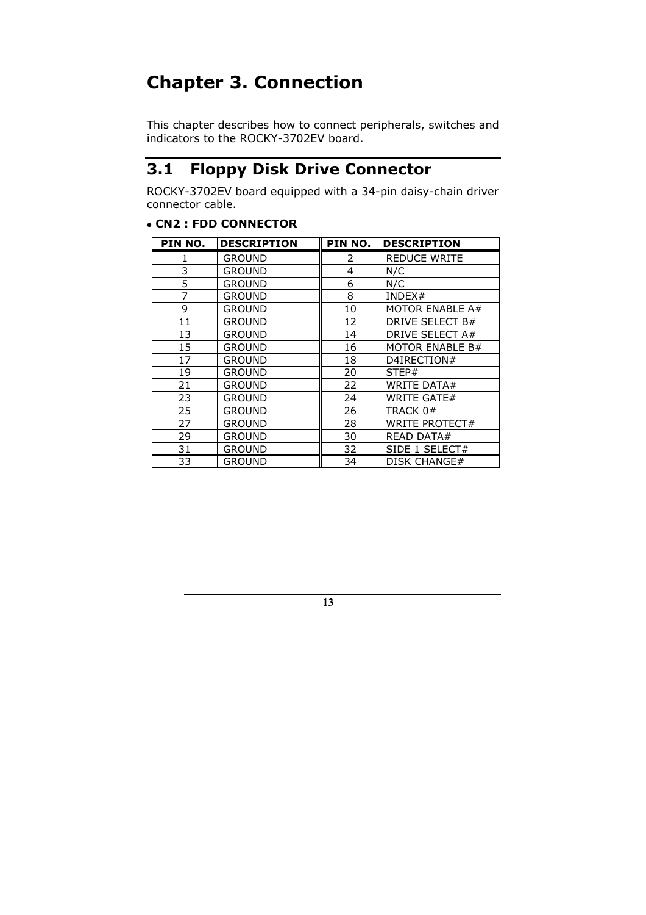# Chapter 3. Connection

This chapter describes how to connect peripherals, switches and indicators to the ROCKY-3702EV board.

## 3.1 Floppy Disk Drive Connector

ROCKY-3702EV board equipped with a 34-pin daisy-chain driver connector cable.

- **CN2 : FDD CONNECTOR**

| PIN NO. | DESCRIPTION | PIN NO. | DESCRIPTION |
|---|---|---|---|
| 1 | GROUND | 2 | REDUCE WRITE |
| 3 | GROUND | 4 | N/C |
| 5 | GROUND | 6 | N/C |
| 7 | GROUND | 8 | INDEX# |
| 9 | GROUND | 10 | MOTOR ENABLE A# |
| 11 | GROUND | 12 | DRIVE SELECT B# |
| 13 | GROUND | 14 | DRIVE SELECT A# |
| 15 | GROUND | 16 | MOTOR ENABLE B# |
| 17 | GROUND | 18 | D4IRECTION# |
| 19 | GROUND | 20 | STEP# |
| 21 | GROUND | 22 | WRITE DATA# |
| 23 | GROUND | 24 | WRITE GATE# |
| 25 | GROUND | 26 | TRACK 0# |
| 27 | GROUND | 28 | WRITE PROTECT# |
| 29 | GROUND | 30 | READ DATA# |
| 31 | GROUND | 32 | SIDE 1 SELECT# |
| 33 | GROUND | 34 | DISK CHANGE# |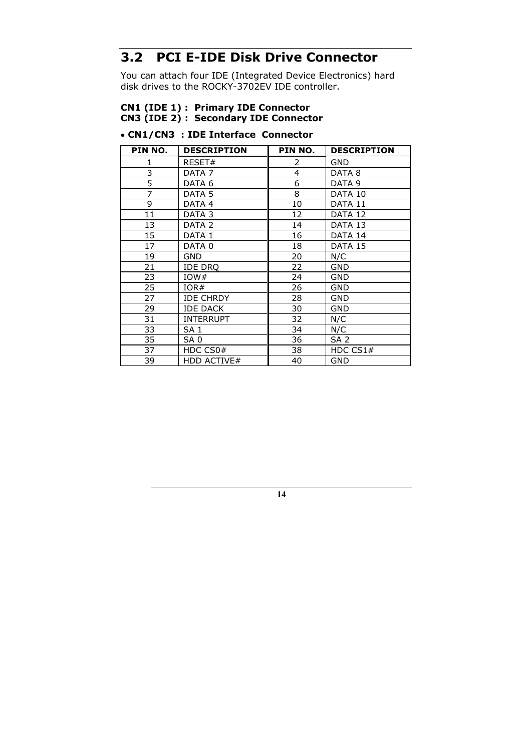## 3.2 PCI E-IDE Disk Drive Connector

You can attach four IDE (Integrated Device Electronics) hard disk drives to the ROCKY-3702EV IDE controller.

**CN1 (IDE 1) : Primary IDE Connector**
**CN3 (IDE 2) : Secondary IDE Connector**

- **CN1/CN3 : IDE Interface Connector**

| PIN NO. | DESCRIPTION | PIN NO. | DESCRIPTION |
|---|---|---|---|
| 1 | RESET# | 2 | GND |
| 3 | DATA 7 | 4 | DATA 8 |
| 5 | DATA 6 | 6 | DATA 9 |
| 7 | DATA 5 | 8 | DATA 10 |
| 9 | DATA 4 | 10 | DATA 11 |
| 11 | DATA 3 | 12 | DATA 12 |
| 13 | DATA 2 | 14 | DATA 13 |
| 15 | DATA 1 | 16 | DATA 14 |
| 17 | DATA 0 | 18 | DATA 15 |
| 19 | GND | 20 | N/C |
| 21 | IDE DRQ | 22 | GND |
| 23 | IOW# | 24 | GND |
| 25 | IOR# | 26 | GND |
| 27 | IDE CHRDY | 28 | GND |
| 29 | IDE DACK | 30 | GND |
| 31 | INTERRUPT | 32 | N/C |
| 33 | SA 1 | 34 | N/C |
| 35 | SA 0 | 36 | SA 2 |
| 37 | HDC CS0# | 38 | HDC CS1# |
| 39 | HDD ACTIVE# | 40 | GND |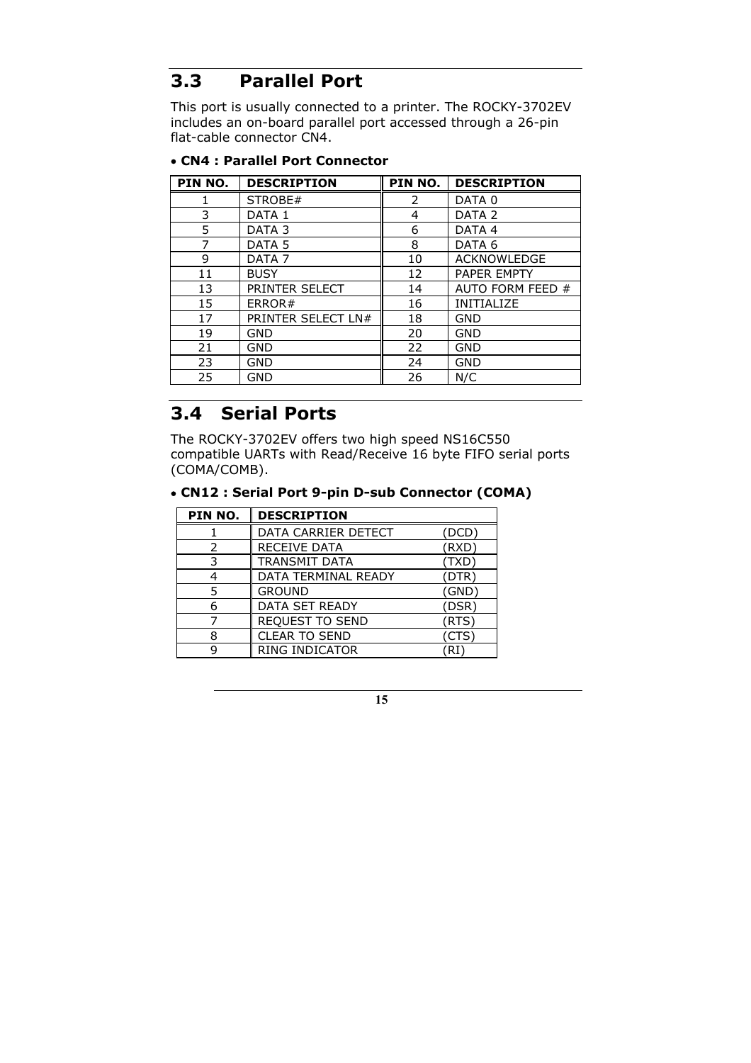## 3.3 Parallel Port

This port is usually connected to a printer. The ROCKY-3702EV includes an on-board parallel port accessed through a 26-pin flat-cable connector CN4.

- **CN4 : Parallel Port Connector**

| PIN NO. | DESCRIPTION | PIN NO. | DESCRIPTION |
|---|---|---|---|
| 1 | STROBE# | 2 | DATA 0 |
| 3 | DATA 1 | 4 | DATA 2 |
| 5 | DATA 3 | 6 | DATA 4 |
| 7 | DATA 5 | 8 | DATA 6 |
| 9 | DATA 7 | 10 | ACKNOWLEDGE |
| 11 | BUSY | 12 | PAPER EMPTY |
| 13 | PRINTER SELECT | 14 | AUTO FORM FEED # |
| 15 | ERROR# | 16 | INITIALIZE |
| 17 | PRINTER SELECT LN# | 18 | GND |
| 19 | GND | 20 | GND |
| 21 | GND | 22 | GND |
| 23 | GND | 24 | GND |
| 25 | GND | 26 | N/C |

## 3.4 Serial Ports

The ROCKY-3702EV offers two high speed NS16C550 compatible UARTs with Read/Receive 16 byte FIFO serial ports (COMA/COMB).

- **CN12 : Serial Port 9-pin D-sub Connector (COMA)**

| PIN NO. | DESCRIPTION | |
|---|---|---|
| 1 | DATA CARRIER DETECT | (DCD) |
| 2 | RECEIVE DATA | (RXD) |
| 3 | TRANSMIT DATA | (TXD) |
| 4 | DATA TERMINAL READY | (DTR) |
| 5 | GROUND | (GND) |
| 6 | DATA SET READY | (DSR) |
| 7 | REQUEST TO SEND | (RTS) |
| 8 | CLEAR TO SEND | (CTS) |
| 9 | RING INDICATOR | (RI) |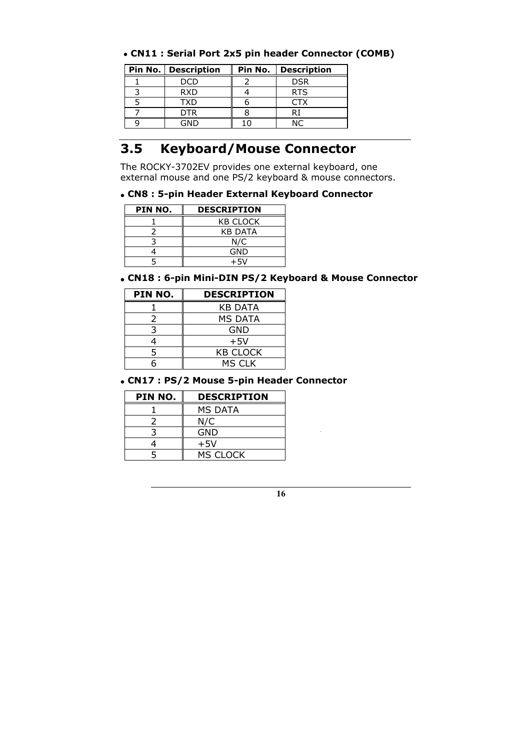- **CN11 : Serial Port 2x5 pin header Connector (COMB)**

| Pin No. | Description | Pin No. | Description |
|---|---|---|---|
| 1 | DCD | 2 | DSR |
| 3 | RXD | 4 | RTS |
| 5 | TXD | 6 | CTX |
| 7 | DTR | 8 | RI |
| 9 | GND | 10 | NC |

## 3.5 Keyboard/Mouse Connector

The ROCKY-3702EV provides one external keyboard, one external mouse and one PS/2 keyboard & mouse connectors.

- **CN8 : 5-pin Header External Keyboard Connector**

| PIN NO. | DESCRIPTION |
|---|---|
| 1 | KB CLOCK |
| 2 | KB DATA |
| 3 | N/C |
| 4 | GND |
| 5 | +5V |

- **CN18 : 6-pin Mini-DIN PS/2 Keyboard & Mouse Connector**

| PIN NO. | DESCRIPTION |
|---|---|
| 1 | KB DATA |
| 2 | MS DATA |
| 3 | GND |
| 4 | +5V |
| 5 | KB CLOCK |
| 6 | MS CLK |

- **CN17 : PS/2 Mouse 5-pin Header Connector**

| PIN NO. | DESCRIPTION |
|---|---|
| 1 | MS DATA |
| 2 | N/C |
| 3 | GND |
| 4 | +5V |
| 5 | MS CLOCK |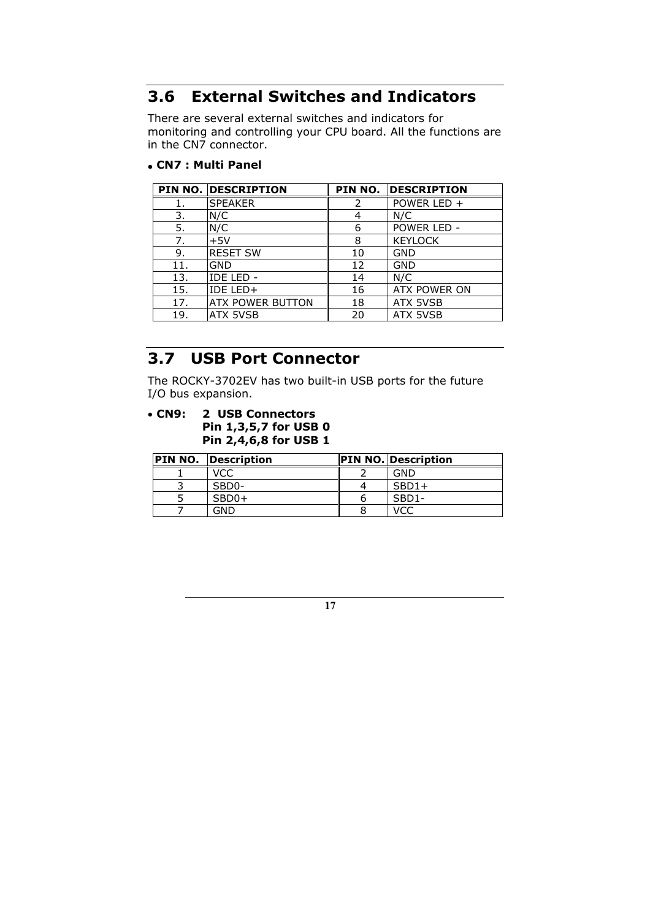## 3.6 External Switches and Indicators

There are several external switches and indicators for monitoring and controlling your CPU board. All the functions are in the CN7 connector.

- **CN7 : Multi Panel**

| PIN NO. | DESCRIPTION | PIN NO. | DESCRIPTION |
|---|---|---|---|
| 1. | SPEAKER | 2 | POWER LED + |
| 3. | N/C | 4 | N/C |
| 5. | N/C | 6 | POWER LED - |
| 7. | +5V | 8 | KEYLOCK |
| 9. | RESET SW | 10 | GND |
| 11. | GND | 12 | GND |
| 13. | IDE LED - | 14 | N/C |
| 15. | IDE LED+ | 16 | ATX POWER ON |
| 17. | ATX POWER BUTTON | 18 | ATX 5VSB |
| 19. | ATX 5VSB | 20 | ATX 5VSB |

## 3.7 USB Port Connector

The ROCKY-3702EV has two built-in USB ports for the future I/O bus expansion.

- **CN9: 2 USB Connectors**
  **Pin 1,3,5,7 for USB 0**
  **Pin 2,4,6,8 for USB 1**

| PIN NO. | Description | PIN NO. | Description |
|---|---|---|---|
| 1 | VCC | 2 | GND |
| 3 | SBD0- | 4 | SBD1+ |
| 5 | SBD0+ | 6 | SBD1- |
| 7 | GND | 8 | VCC |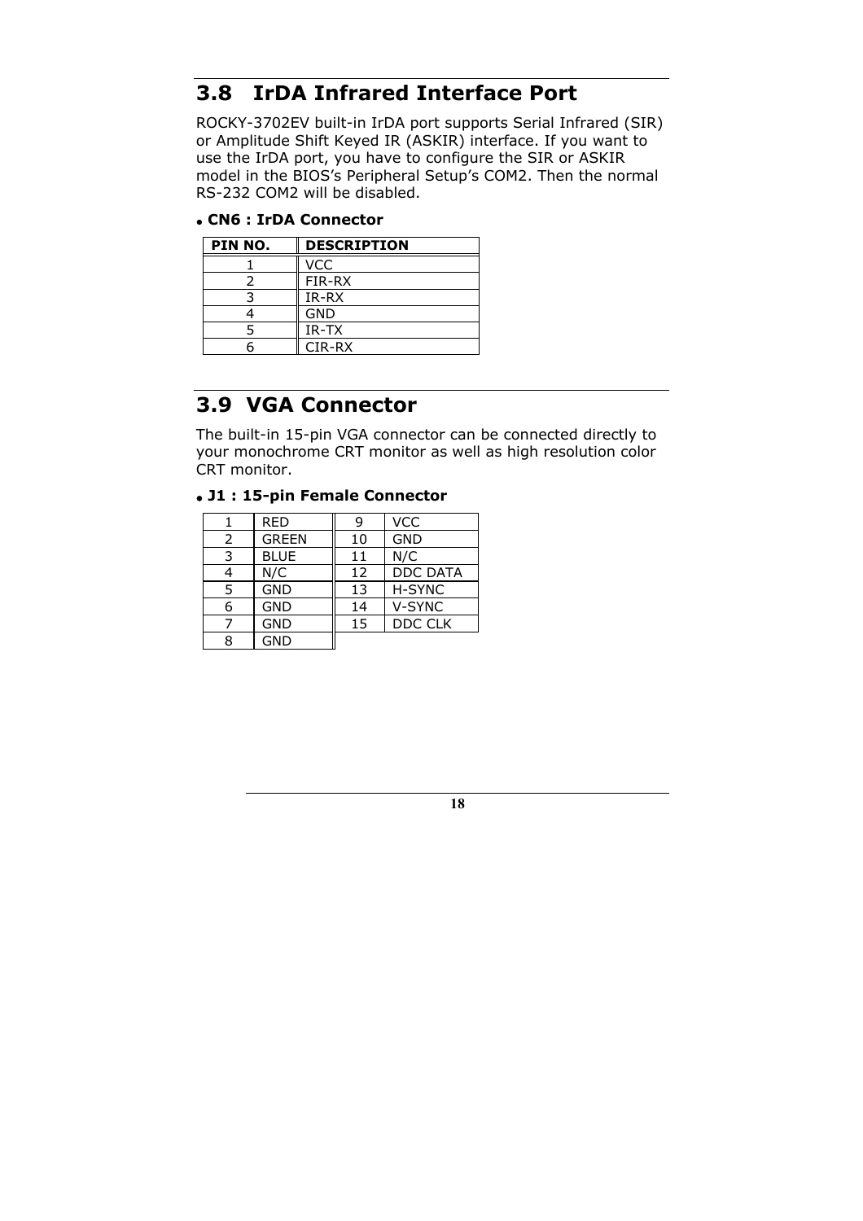## 3.8 IrDA Infrared Interface Port

ROCKY-3702EV built-in IrDA port supports Serial Infrared (SIR) or Amplitude Shift Keyed IR (ASKIR) interface. If you want to use the IrDA port, you have to configure the SIR or ASKIR model in the BIOS's Peripheral Setup's COM2. Then the normal RS-232 COM2 will be disabled.

- **CN6 : IrDA Connector**

| PIN NO. | DESCRIPTION |
|---|---|
| 1 | VCC |
| 2 | FIR-RX |
| 3 | IR-RX |
| 4 | GND |
| 5 | IR-TX |
| 6 | CIR-RX |

## 3.9 VGA Connector

The built-in 15-pin VGA connector can be connected directly to your monochrome CRT monitor as well as high resolution color CRT monitor.

- **J1 : 15-pin Female Connector**

| | | | |
|---|---|---|---|
| 1 | RED | 9 | VCC |
| 2 | GREEN | 10 | GND |
| 3 | BLUE | 11 | N/C |
| 4 | N/C | 12 | DDC DATA |
| 5 | GND | 13 | H-SYNC |
| 6 | GND | 14 | V-SYNC |
| 7 | GND | 15 | DDC CLK |
| 8 | GND | | |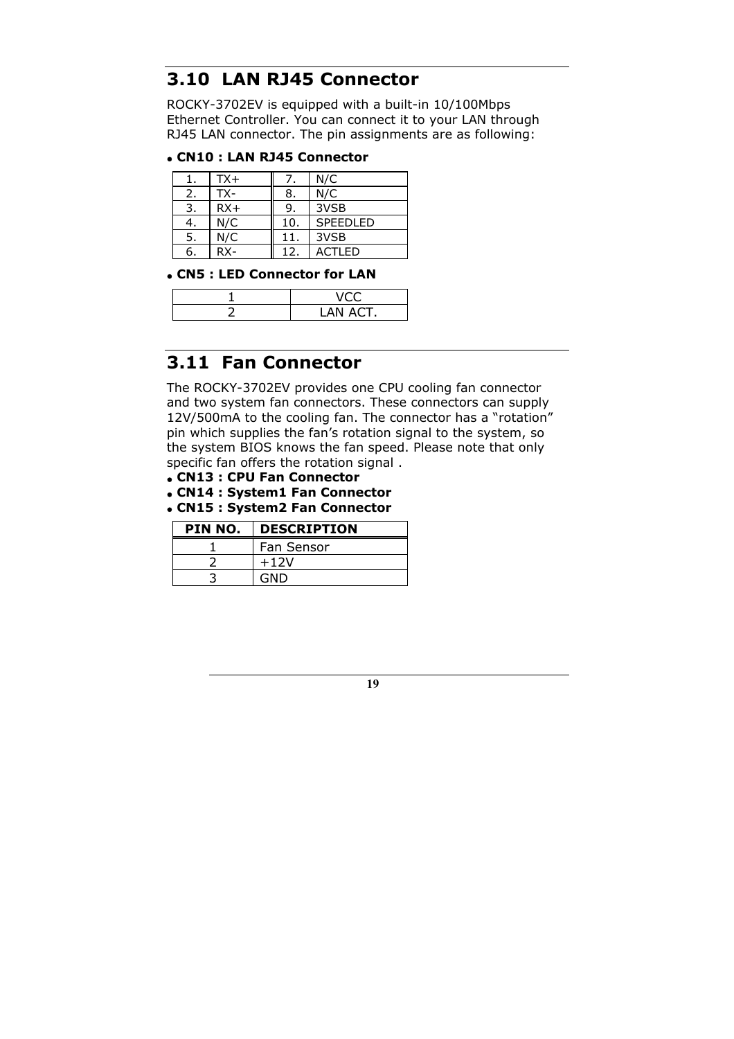## 3.10 LAN RJ45 Connector

ROCKY-3702EV is equipped with a built-in 10/100Mbps Ethernet Controller. You can connect it to your LAN through RJ45 LAN connector. The pin assignments are as following:

- **CN10 : LAN RJ45 Connector**

| | | | |
|---|---|---|---|
| 1. | TX+ | 7. | N/C |
| 2. | TX- | 8. | N/C |
| 3. | RX+ | 9. | 3VSB |
| 4. | N/C | 10. | SPEEDLED |
| 5. | N/C | 11. | 3VSB |
| 6. | RX- | 12. | ACTLED |

- **CN5 : LED Connector for LAN**

| | |
|---|---|
| 1 | VCC |
| 2 | LAN ACT. |

## 3.11 Fan Connector

The ROCKY-3702EV provides one CPU cooling fan connector and two system fan connectors. These connectors can supply 12V/500mA to the cooling fan. The connector has a "rotation" pin which supplies the fan's rotation signal to the system, so the system BIOS knows the fan speed. Please note that only specific fan offers the rotation signal .

- **CN13 : CPU Fan Connector**
- **CN14 : System1 Fan Connector**
- **CN15 : System2 Fan Connector**

| PIN NO. | DESCRIPTION |
|---|---|
| 1 | Fan Sensor |
| 2 | +12V |
| 3 | GND |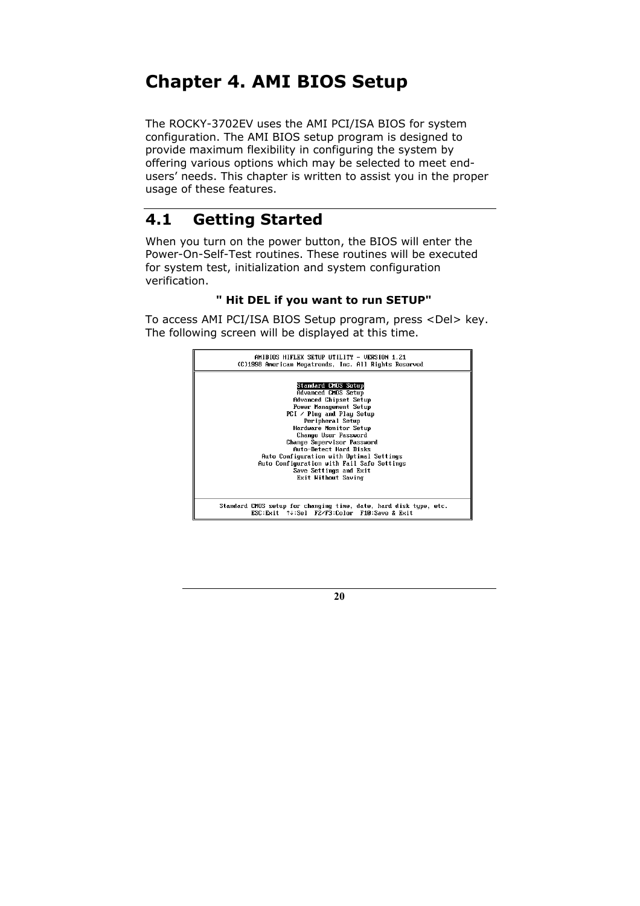# Chapter 4. AMI BIOS Setup

The ROCKY-3702EV uses the AMI PCI/ISA BIOS for system configuration. The AMI BIOS setup program is designed to provide maximum flexibility in configuring the system by offering various options which may be selected to meet end-users' needs. This chapter is written to assist you in the proper usage of these features.

## 4.1 Getting Started

When you turn on the power button, the BIOS will enter the Power-On-Self-Test routines. These routines will be executed for system test, initialization and system configuration verification.

**" Hit DEL if you want to run SETUP"**

To access AMI PCI/ISA BIOS Setup program, press <Del> key. The following screen will be displayed at this time.

```
AMIBIOS HIFLEX SETUP UTILITY - VERSION 1.21
(C)1998 American Megatrends, Inc. All Rights Reserved

Standard CMOS Setup
Advanced CMOS Setup
Advanced Chipset Setup
Power Management Setup
PCI / Plug and Play Setup
Peripheral Setup
Hardware Monitor Setup
Change User Password
Change Supervisor Password
Auto-Detect Hard Disks
Auto Configuration with Optimal Settings
Auto Configuration with Fail Safe Settings
Save Settings and Exit
Exit Without Saving

Standard CMOS setup for changing time, date, hard disk type, etc.
ESC:Exit  ↑↓:Sel  F2/F3:Color  F10:Save & Exit
```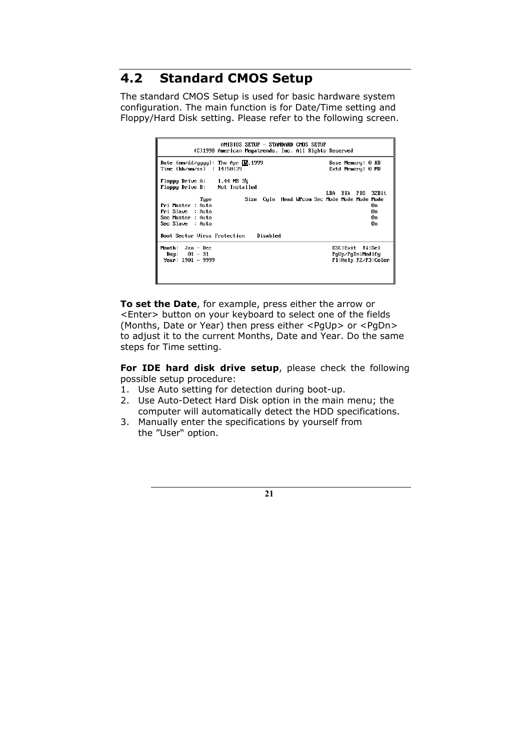## 4.2 Standard CMOS Setup

The standard CMOS Setup is used for basic hardware system configuration. The main function is for Date/Time setting and Floppy/Hard Disk setting. Please refer to the following screen.

```
                AMIBIOS SETUP - STANDARD CMOS SETUP
       (C)1998 American Megatrends, Inc. All Rights Reserved

Date (mm/dd/yyyy): Thu Apr 15,1999                  Base Memory: 0 KB
Time (hh/mm/ss)  : 14:50:39                         Extd Memory: 0 MB

Floppy Drive A:    1.44 MB 3½
Floppy Drive B:    Not Installed
                                                    LBA  Blk  PIO  32Bit
          Type          Size  Cyln  Head WPcom Sec Mode Mode Mode Mode
Pri Master : Auto                                                  On
Pri Slave  : Auto                                                  On
Sec Master : Auto                                                  On
Sec Slave  : Auto                                                  On

Boot Sector Virus Protection    Disabled

Month:  Jan - Dec                                    ESC:Exit  ↑↓:Sel
  Day:   01 - 31                                     PgUp/PgDn:Modify
 Year: 1901 - 9999                                   F1:Help F2/F3:Color
```

**To set the Date**, for example, press either the arrow or <Enter> button on your keyboard to select one of the fields (Months, Date or Year) then press either <PgUp> or <PgDn> to adjust it to the current Months, Date and Year. Do the same steps for Time setting.

**For IDE hard disk drive setup**, please check the following possible setup procedure:

1. Use Auto setting for detection during boot-up.
2. Use Auto-Detect Hard Disk option in the main menu; the computer will automatically detect the HDD specifications.
3. Manually enter the specifications by yourself from the "User" option.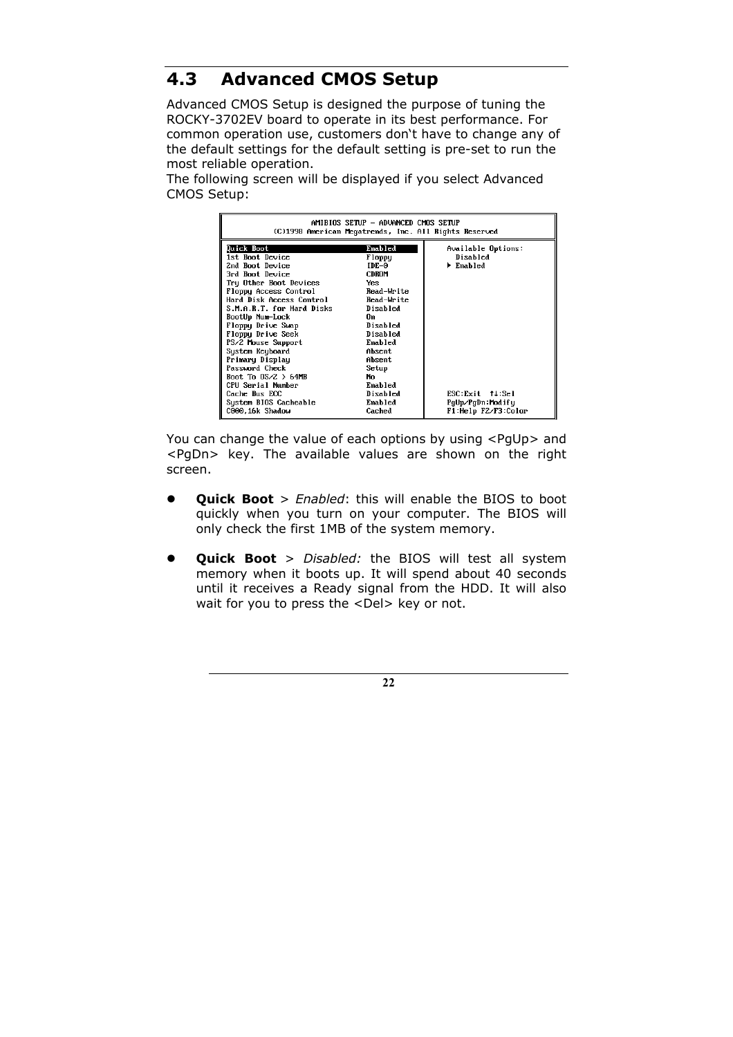## 4.3 Advanced CMOS Setup

Advanced CMOS Setup is designed the purpose of tuning the ROCKY-3702EV board to operate in its best performance. For common operation use, customers don't have to change any of the default settings for the default setting is pre-set to run the most reliable operation.
The following screen will be displayed if you select Advanced CMOS Setup:

```
AMIBIOS SETUP – ADVANCED CMOS SETUP
(C)1998 American Megatrends, Inc. All Rights Reserved

Quick Boot                  Enabled       Available Options:
1st Boot Device             Floppy          Disabled
2nd Boot Device             IDE-0         ► Enabled
3rd Boot Device             CDROM
Try Other Boot Devices      Yes
Floppy Access Control       Read-Write
Hard Disk Access Control    Read-Write
S.M.A.R.T. for Hard Disks   Disabled
BootUp Num-Lock             On
Floppy Drive Swap           Disabled
Floppy Drive Seek           Disabled
PS/2 Mouse Support          Enabled
System Keyboard             Absent
Primary Display             Absent
Password Check              Setup
Boot To OS/2 > 64MB         No
CPU Serial Number           Enabled
Cache Bus ECC               Disabled      ESC:Exit  ↑↓:Sel
System BIOS Cacheable       Enabled       PgUp/PgDn:Modify
C000,16k Shadow             Cached        F1:Help F2/F3:Color
```

You can change the value of each options by using <PgUp> and <PgDn> key. The available values are shown on the right screen.

- **Quick Boot** > *Enabled*: this will enable the BIOS to boot quickly when you turn on your computer. The BIOS will only check the first 1MB of the system memory.

- **Quick Boot** > *Disabled:* the BIOS will test all system memory when it boots up. It will spend about 40 seconds until it receives a Ready signal from the HDD. It will also wait for you to press the <Del> key or not.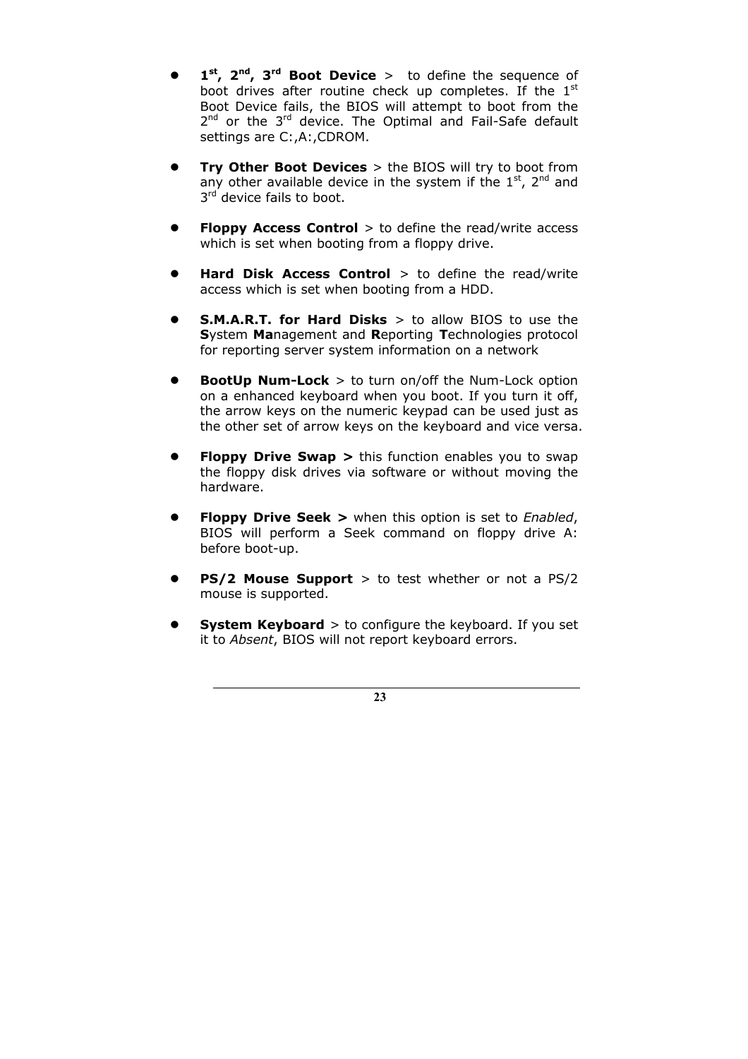- **1st, 2nd, 3rd Boot Device** > to define the sequence of boot drives after routine check up completes. If the 1st Boot Device fails, the BIOS will attempt to boot from the 2nd or the 3rd device. The Optimal and Fail-Safe default settings are C:,A:,CDROM.

- **Try Other Boot Devices** > the BIOS will try to boot from any other available device in the system if the 1st, 2nd and 3rd device fails to boot.

- **Floppy Access Control** > to define the read/write access which is set when booting from a floppy drive.

- **Hard Disk Access Control** > to define the read/write access which is set when booting from a HDD.

- **S.M.A.R.T. for Hard Disks** > to allow BIOS to use the **S**ystem **Ma**nagement and **R**eporting **T**echnologies protocol for reporting server system information on a network

- **BootUp Num-Lock** > to turn on/off the Num-Lock option on a enhanced keyboard when you boot. If you turn it off, the arrow keys on the numeric keypad can be used just as the other set of arrow keys on the keyboard and vice versa.

- **Floppy Drive Swap >** this function enables you to swap the floppy disk drives via software or without moving the hardware.

- **Floppy Drive Seek >** when this option is set to *Enabled*, BIOS will perform a Seek command on floppy drive A: before boot-up.

- **PS/2 Mouse Support** > to test whether or not a PS/2 mouse is supported.

- **System Keyboard** > to configure the keyboard. If you set it to *Absent*, BIOS will not report keyboard errors.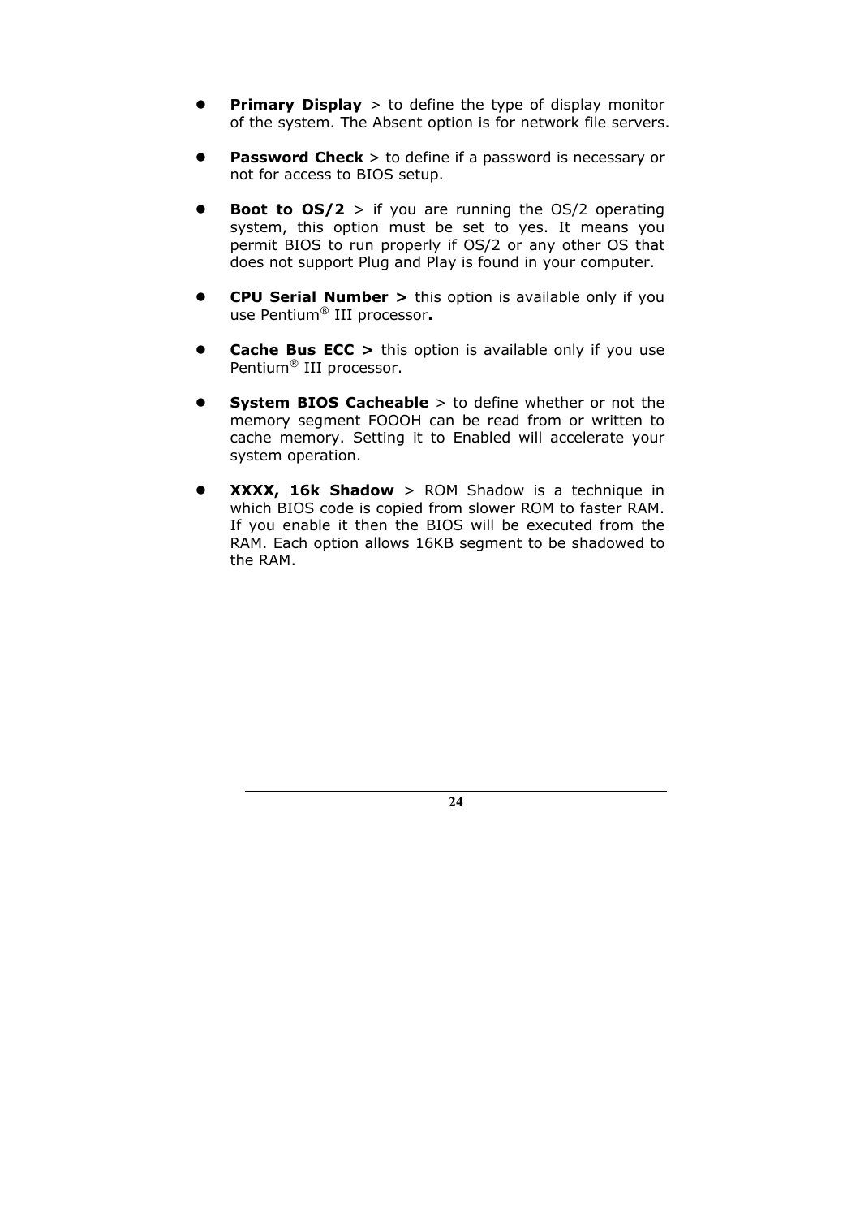- **Primary Display** > to define the type of display monitor of the system. The Absent option is for network file servers.

- **Password Check** > to define if a password is necessary or not for access to BIOS setup.

- **Boot to OS/2** > if you are running the OS/2 operating system, this option must be set to yes. It means you permit BIOS to run properly if OS/2 or any other OS that does not support Plug and Play is found in your computer.

- **CPU Serial Number >** this option is available only if you use Pentium® III processor**.**

- **Cache Bus ECC >** this option is available only if you use Pentium® III processor.

- **System BIOS Cacheable** > to define whether or not the memory segment FOOOH can be read from or written to cache memory. Setting it to Enabled will accelerate your system operation.

- **XXXX, 16k Shadow** > ROM Shadow is a technique in which BIOS code is copied from slower ROM to faster RAM. If you enable it then the BIOS will be executed from the RAM. Each option allows 16KB segment to be shadowed to the RAM.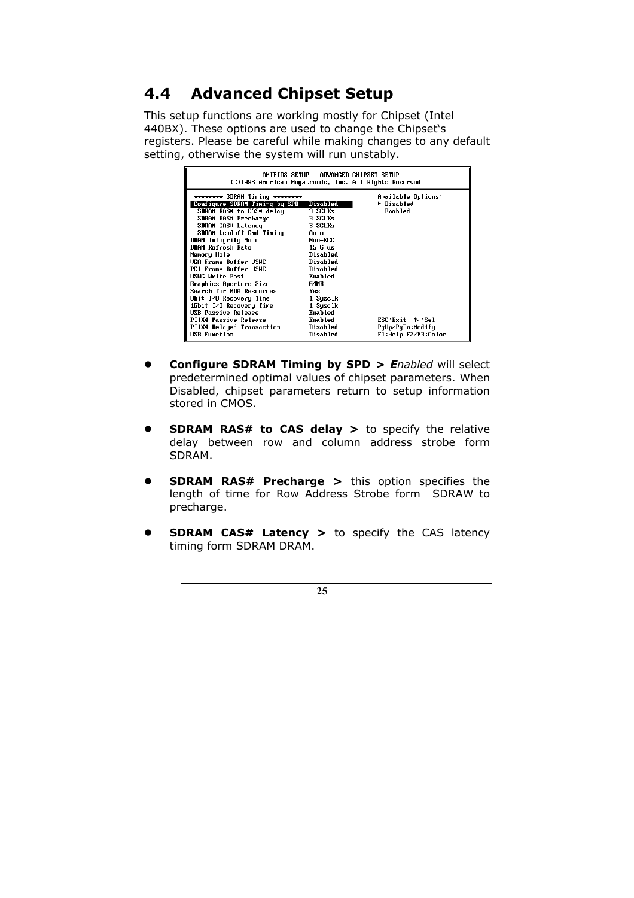## 4.4 Advanced Chipset Setup

This setup functions are working mostly for Chipset (Intel 440BX). These options are used to change the Chipset's registers. Please be careful while making changes to any default setting, otherwise the system will run unstably.

```
                AMIBIOS SETUP - ADVANCED CHIPSET SETUP
       (C)1998 American Megatrends, Inc. All Rights Reserved

 ******** SDRAM Timing ********                  Available Options:
 Configure SDRAM Timing by SPD   Disabled        ► Disabled
   SDRAM RAS# to CAS# delay      3 SCLKs           Enabled
   SDRAM RAS# Precharge          3 SCLKs
   SDRAM CAS# Latency            3 SCLKs
   SDRAM Leadoff Cmd Timing      Auto
 DRAM Integrity Mode             Non-ECC
 DRAM Refresh Rate               15.6 us
 Memory Hole                     Disabled
 VGA Frame Buffer USWC           Disabled
 PCI Frame Buffer USWC           Disabled
 USWC Write Post                 Enabled
 Graphics Aperture Size          64MB
 Search for MDA Resources        Yes
 8bit I/O Recovery Time          1 Sysclk
 16bit I/O Recovery Time         1 Sysclk
 USB Passive Release             Enabled
 PIIX4 Passive Release           Enabled         ESC:Exit  ↑↓:Sel
 PIIX4 Delayed Transaction       Disabled        PgUp/PgDn:Modify
 USB Function                    Disabled        F1:Help F2/F3:Color
```

- **Configure SDRAM Timing by SPD >** ***E****nabled* will select predetermined optimal values of chipset parameters. When Disabled, chipset parameters return to setup information stored in CMOS.

- **SDRAM RAS# to CAS# delay >** to specify the relative delay between row and column address strobe form SDRAM.

- **SDRAM RAS# Precharge >** this option specifies the length of time for Row Address Strobe form SDRAW to precharge.

- **SDRAM CAS# Latency >** to specify the CAS latency timing form SDRAM DRAM.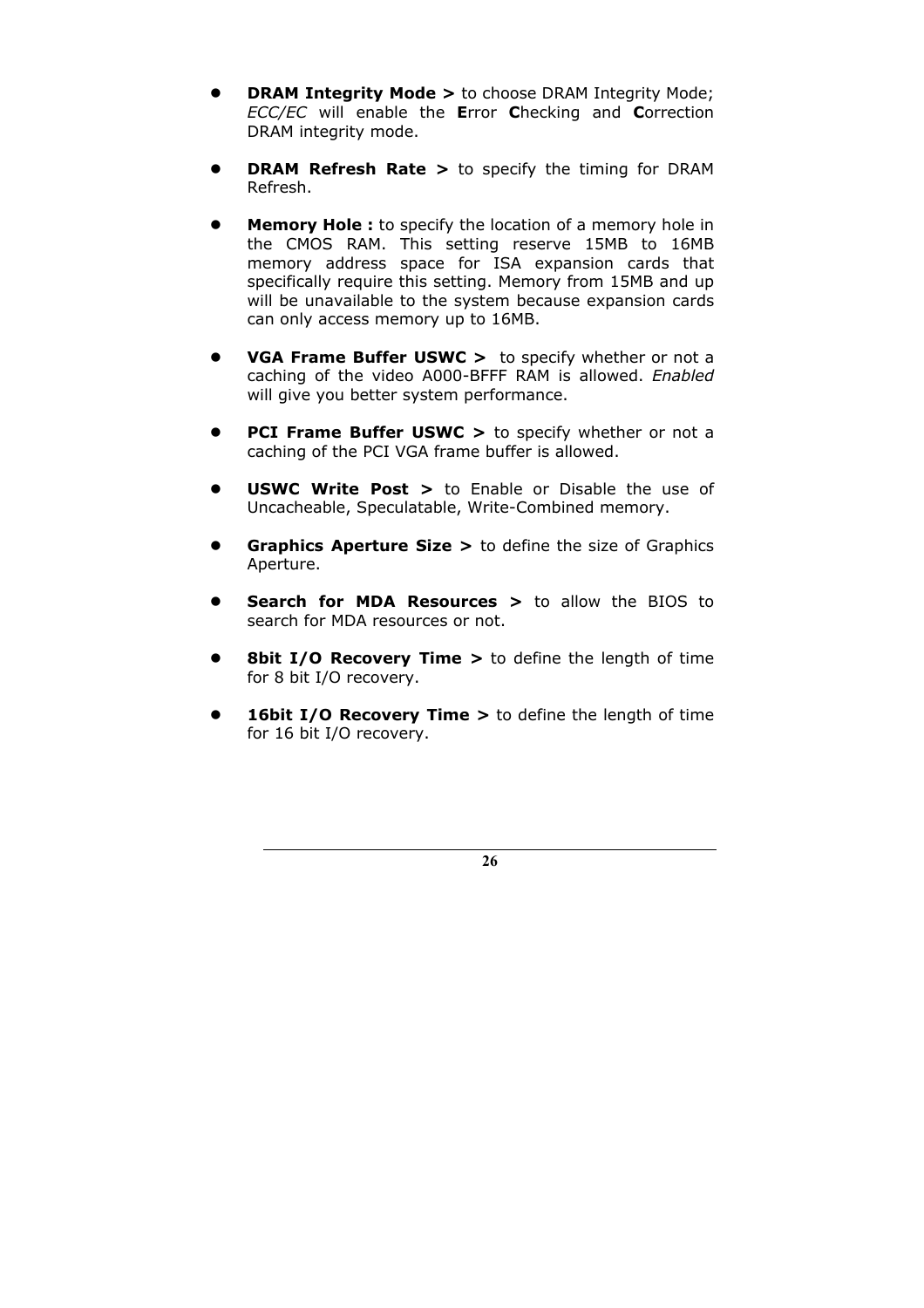- **DRAM Integrity Mode >** to choose DRAM Integrity Mode; *ECC/EC* will enable the **E**rror **C**hecking and **C**orrection DRAM integrity mode.

- **DRAM Refresh Rate >** to specify the timing for DRAM Refresh.

- **Memory Hole :** to specify the location of a memory hole in the CMOS RAM. This setting reserve 15MB to 16MB memory address space for ISA expansion cards that specifically require this setting. Memory from 15MB and up will be unavailable to the system because expansion cards can only access memory up to 16MB.

- **VGA Frame Buffer USWC >** to specify whether or not a caching of the video A000-BFFF RAM is allowed. *Enabled* will give you better system performance.

- **PCI Frame Buffer USWC >** to specify whether or not a caching of the PCI VGA frame buffer is allowed.

- **USWC Write Post >** to Enable or Disable the use of Uncacheable, Speculatable, Write-Combined memory.

- **Graphics Aperture Size >** to define the size of Graphics Aperture.

- **Search for MDA Resources >** to allow the BIOS to search for MDA resources or not.

- **8bit I/O Recovery Time >** to define the length of time for 8 bit I/O recovery.

- **16bit I/O Recovery Time >** to define the length of time for 16 bit I/O recovery.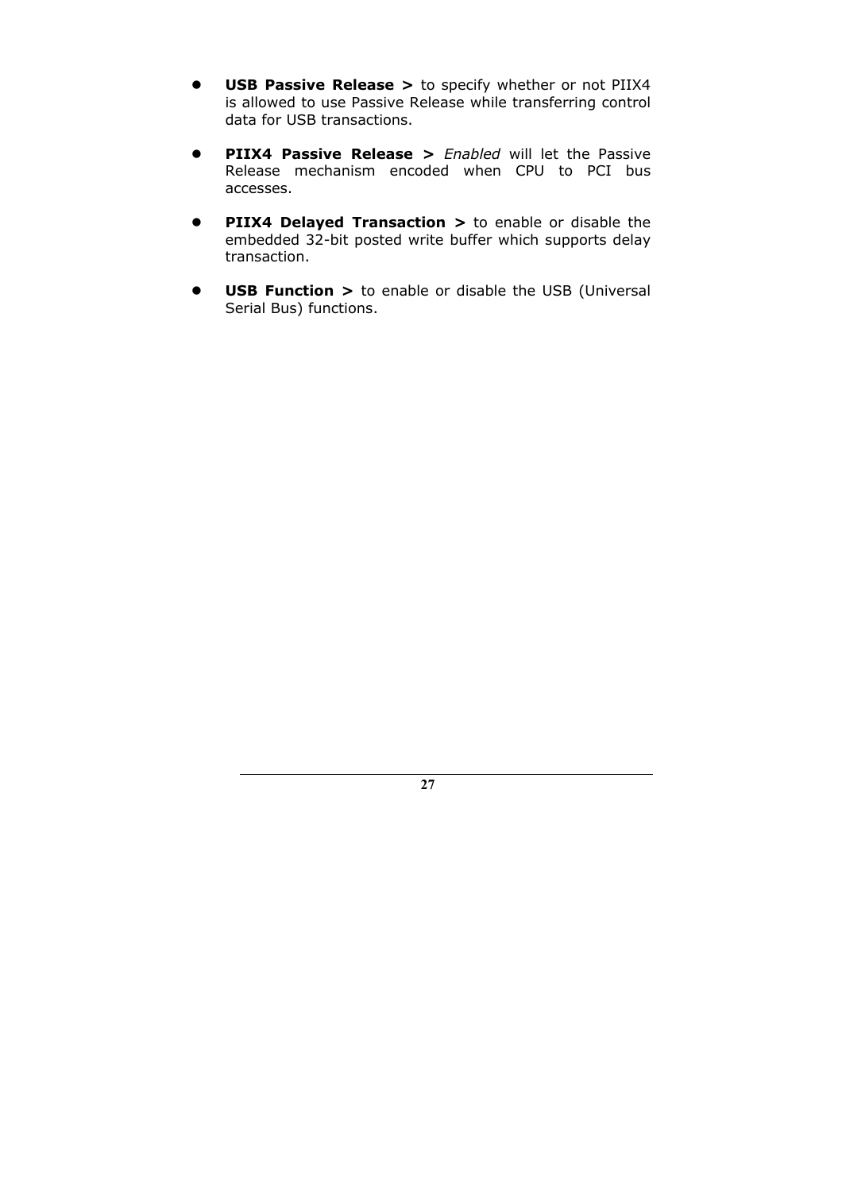- **USB Passive Release >** to specify whether or not PIIX4 is allowed to use Passive Release while transferring control data for USB transactions.

- **PIIX4 Passive Release >** *Enabled* will let the Passive Release mechanism encoded when CPU to PCI bus accesses.

- **PIIX4 Delayed Transaction >** to enable or disable the embedded 32-bit posted write buffer which supports delay transaction.

- **USB Function >** to enable or disable the USB (Universal Serial Bus) functions.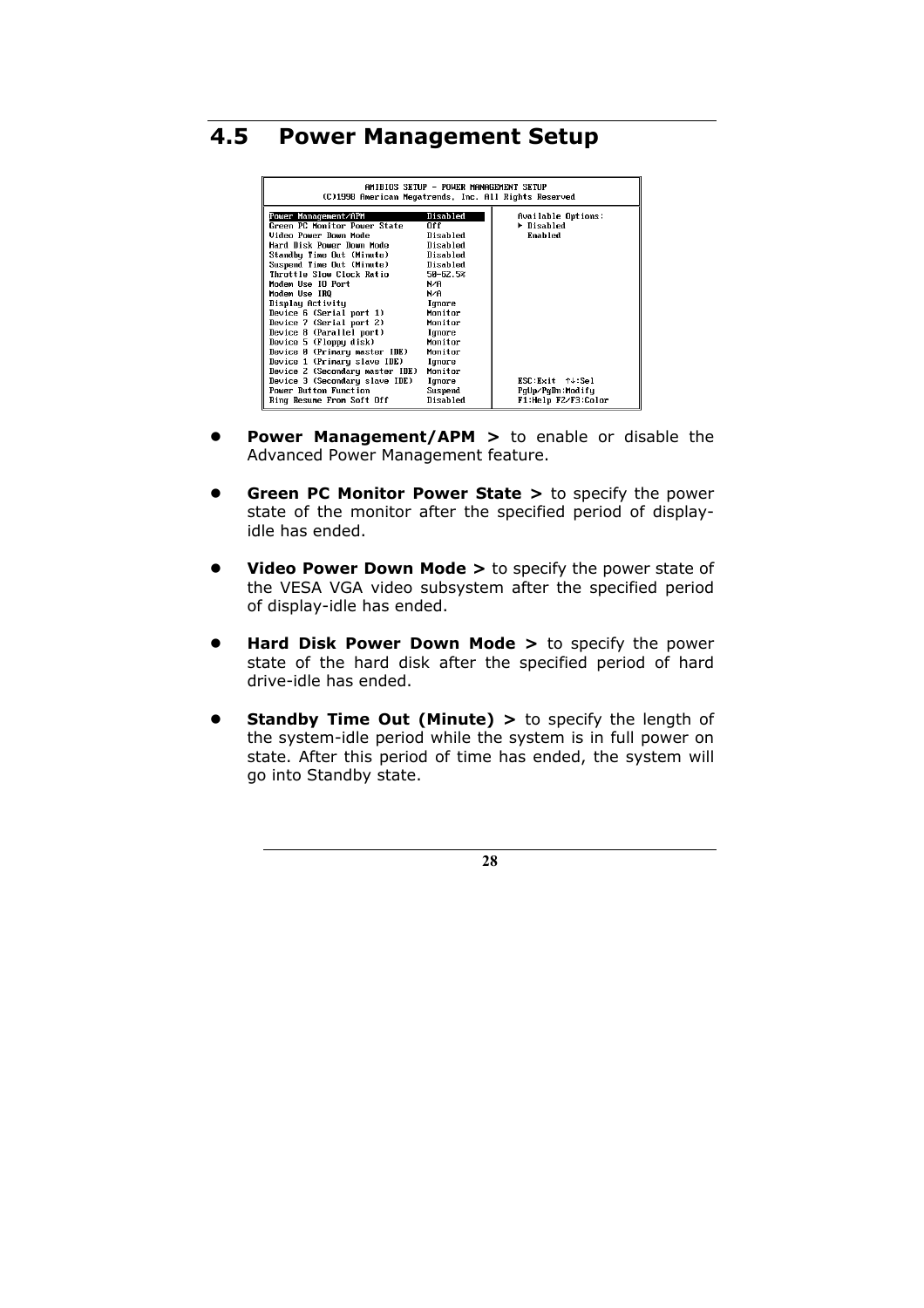## 4.5 Power Management Setup

```
                AMIBIOS SETUP - POWER MANAGEMENT SETUP
        (C)1998 American Megatrends, Inc. All Rights Reserved

Power Management/APM            Disabled      Available Options:
Green PC Monitor Power State    Off           ► Disabled
Video Power Down Mode           Disabled        Enabled
Hard Disk Power Down Mode       Disabled
Standby Time Out (Minute)       Disabled
Suspend Time Out (Minute)       Disabled
Throttle Slow Clock Ratio       50-62.5%
Modem Use IO Port               N/A
Modem Use IRQ                   N/A
Display Activity                Ignore
Device 6 (Serial port 1)        Monitor
Device 7 (Serial port 2)        Monitor
Device 8 (Parallel port)        Ignore
Device 5 (Floppy disk)          Monitor
Device 0 (Primary master IDE)   Monitor
Device 1 (Primary slave IDE)    Ignore
Device 2 (Secondary master IDE) Monitor
Device 3 (Secondary slave IDE)  Ignore        ESC:Exit  ↑↓:Sel
Power Button Function           Suspend       PgUp/PgDn:Modify
Ring Resume From Soft Off       Disabled      F1:Help F2/F3:Color
```

- **Power Management/APM >** to enable or disable the Advanced Power Management feature.
- **Green PC Monitor Power State >** to specify the power state of the monitor after the specified period of display-idle has ended.
- **Video Power Down Mode >** to specify the power state of the VESA VGA video subsystem after the specified period of display-idle has ended.
- **Hard Disk Power Down Mode >** to specify the power state of the hard disk after the specified period of hard drive-idle has ended.
- **Standby Time Out (Minute) >** to specify the length of the system-idle period while the system is in full power on state. After this period of time has ended, the system will go into Standby state.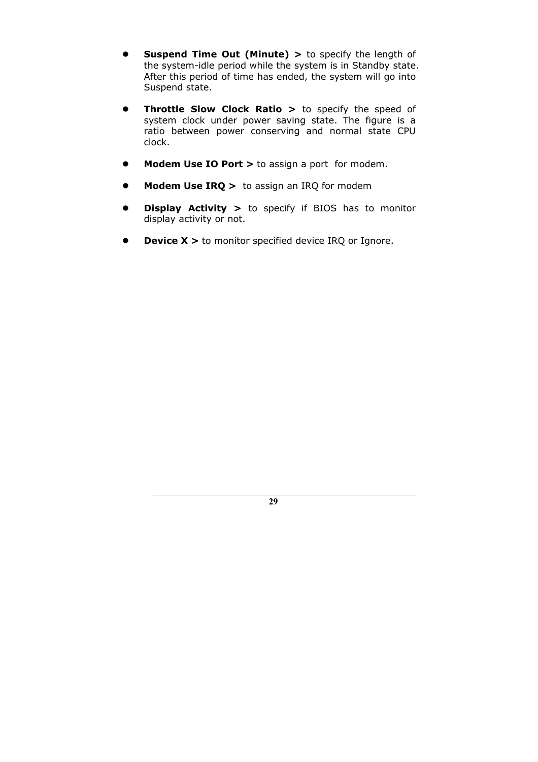- **Suspend Time Out (Minute) >** to specify the length of the system-idle period while the system is in Standby state. After this period of time has ended, the system will go into Suspend state.

- **Throttle Slow Clock Ratio >** to specify the speed of system clock under power saving state. The figure is a ratio between power conserving and normal state CPU clock.

- **Modem Use IO Port >** to assign a port for modem.

- **Modem Use IRQ >** to assign an IRQ for modem

- **Display Activity >** to specify if BIOS has to monitor display activity or not.

- **Device X >** to monitor specified device IRQ or Ignore.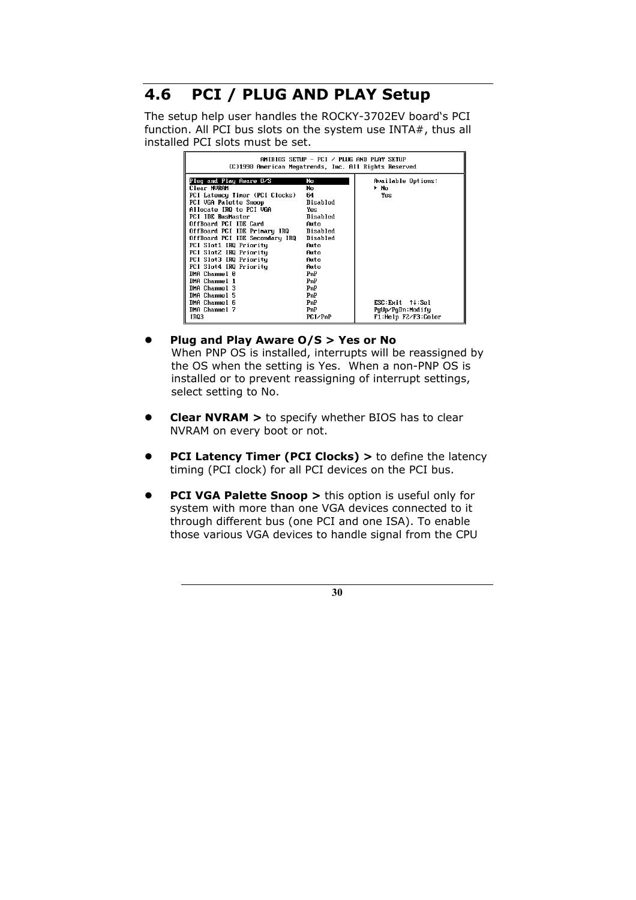## 4.6 PCI / PLUG AND PLAY Setup

The setup help user handles the ROCKY-3702EV board's PCI function. All PCI bus slots on the system use INTA#, thus all installed PCI slots must be set.

```
AMIBIOS SETUP - PCI / PLUG AND PLAY SETUP
(C)1998 American Megatrends, Inc. All Rights Reserved

Plug and Play Aware O/S          No          Available Options:
Clear NVRAM                      No          ▸ No
PCI Latency Timer (PCI Clocks)   64            Yes
PCI VGA Palette Snoop            Disabled
Allocate IRQ to PCI VGA          Yes
PCI IDE BusMaster                Disabled
OffBoard PCI IDE Card            Auto
OffBoard PCI IDE Primary IRQ     Disabled
OffBoard PCI IDE Secondary IRQ   Disabled
PCI Slot1 IRQ Priority           Auto
PCI Slot2 IRQ Priority           Auto
PCI Slot3 IRQ Priority           Auto
PCI Slot4 IRQ Priority           Auto
DMA Channel 0                    PnP
DMA Channel 1                    PnP
DMA Channel 3                    PnP
DMA Channel 5                    PnP
DMA Channel 6                    PnP         ESC:Exit  ↑↓:Sel
DMA Channel 7                    PnP         PgUp/PgDn:Modify
IRQ3                             PCI/PnP     F1:Help F2/F3:Color
```

- **Plug and Play Aware O/S > Yes or No**
  When PNP OS is installed, interrupts will be reassigned by the OS when the setting is Yes. When a non-PNP OS is installed or to prevent reassigning of interrupt settings, select setting to No.

- **Clear NVRAM >** to specify whether BIOS has to clear NVRAM on every boot or not.

- **PCI Latency Timer (PCI Clocks) >** to define the latency timing (PCI clock) for all PCI devices on the PCI bus.

- **PCI VGA Palette Snoop >** this option is useful only for system with more than one VGA devices connected to it through different bus (one PCI and one ISA). To enable those various VGA devices to handle signal from the CPU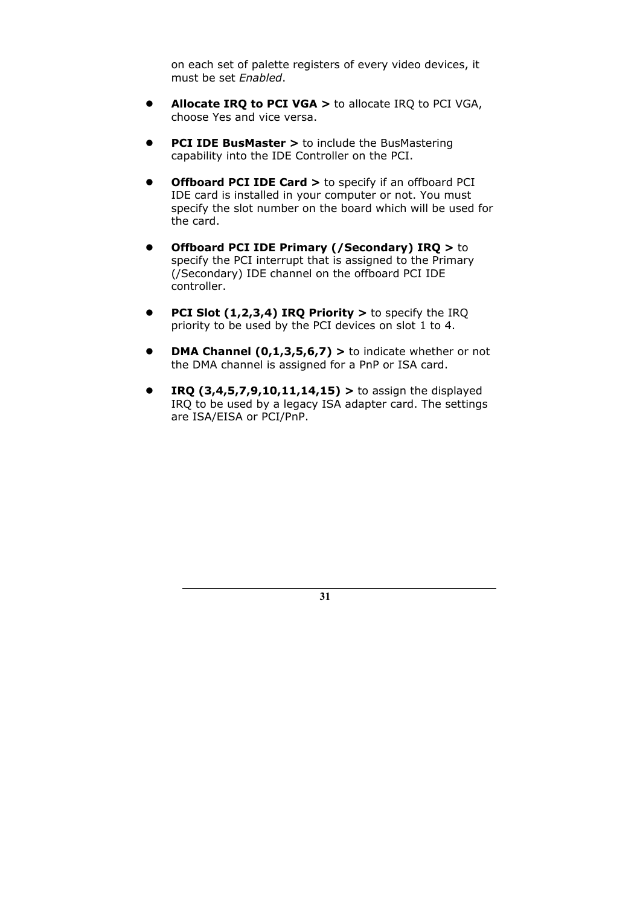on each set of palette registers of every video devices, it must be set *Enabled*.

- **Allocate IRQ to PCI VGA >** to allocate IRQ to PCI VGA, choose Yes and vice versa.

- **PCI IDE BusMaster >** to include the BusMastering capability into the IDE Controller on the PCI.

- **Offboard PCI IDE Card >** to specify if an offboard PCI IDE card is installed in your computer or not. You must specify the slot number on the board which will be used for the card.

- **Offboard PCI IDE Primary (/Secondary) IRQ >** to specify the PCI interrupt that is assigned to the Primary (/Secondary) IDE channel on the offboard PCI IDE controller.

- **PCI Slot (1,2,3,4) IRQ Priority >** to specify the IRQ priority to be used by the PCI devices on slot 1 to 4.

- **DMA Channel (0,1,3,5,6,7) >** to indicate whether or not the DMA channel is assigned for a PnP or ISA card.

- **IRQ (3,4,5,7,9,10,11,14,15) >** to assign the displayed IRQ to be used by a legacy ISA adapter card. The settings are ISA/EISA or PCI/PnP.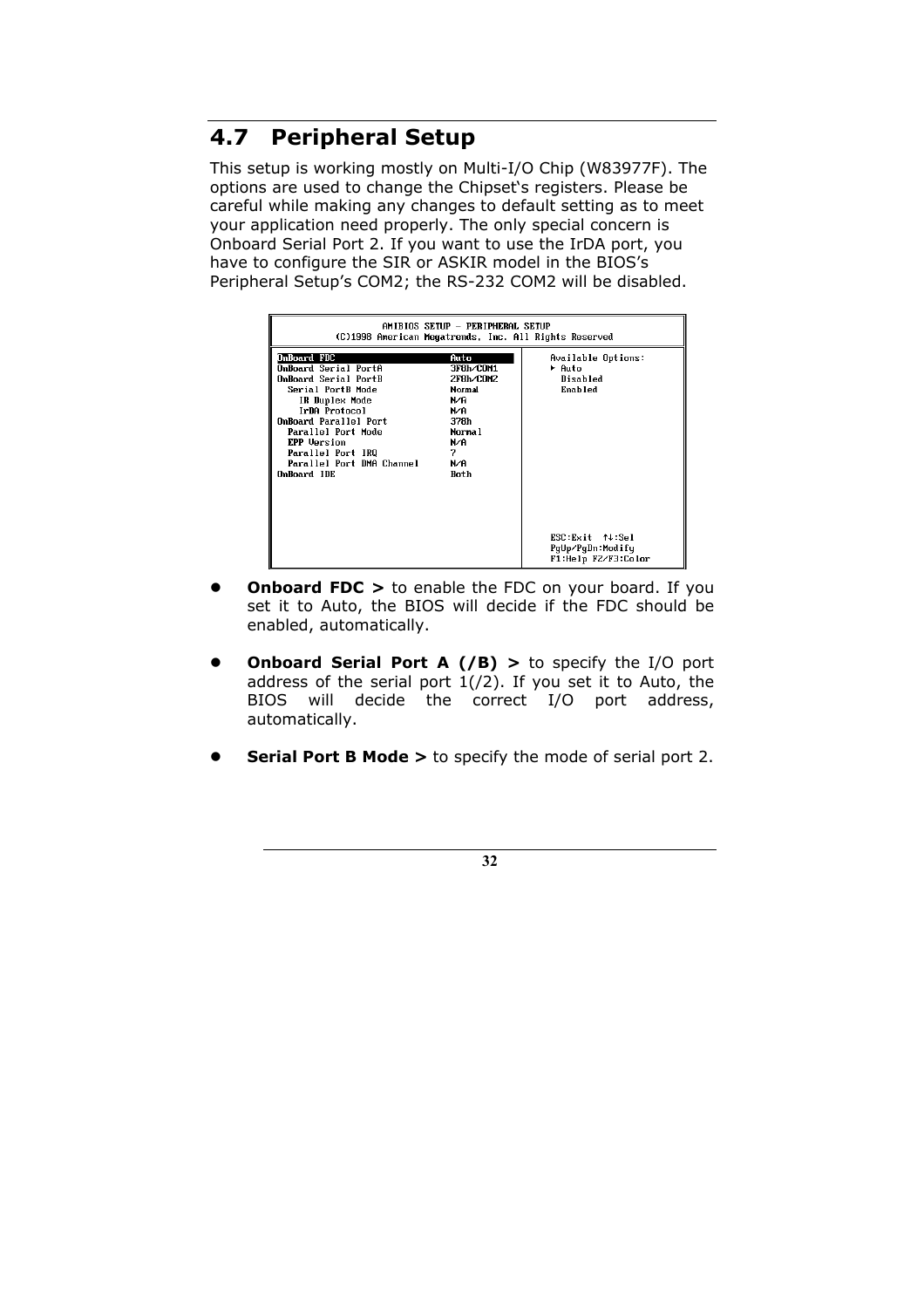## 4.7 Peripheral Setup

This setup is working mostly on Multi-I/O Chip (W83977F). The options are used to change the Chipset's registers. Please be careful while making any changes to default setting as to meet your application need properly. The only special concern is Onboard Serial Port 2. If you want to use the IrDA port, you have to configure the SIR or ASKIR model in the BIOS's Peripheral Setup's COM2; the RS-232 COM2 will be disabled.

```
AMIBIOS SETUP – PERIPHERAL SETUP
(C)1998 American Megatrends, Inc. All Rights Reserved

OnBoard FDC                  Auto          Available Options:
OnBoard Serial PortA         3F8h/COM1     ► Auto
OnBoard Serial PortB         2F8h/COM2       Disabled
  Serial PortB Mode          Normal          Enabled
    IR Duplex Mode           N/A
    IrDA Protocol            N/A
OnBoard Parallel Port        378h
  Parallel Port Mode         Normal
  EPP Version                N/A
  Parallel Port IRQ          7
  Parallel Port DMA Channel  N/A
OnBoard IDE                  Both

                                           ESC:Exit  ↑↓:Sel
                                           PgUp/PgDn:Modify
                                           F1:Help F2/F3:Color
```

- **Onboard FDC >** to enable the FDC on your board. If you set it to Auto, the BIOS will decide if the FDC should be enabled, automatically.

- **Onboard Serial Port A (/B) >** to specify the I/O port address of the serial port 1(/2). If you set it to Auto, the BIOS will decide the correct I/O port address, automatically.

- **Serial Port B Mode >** to specify the mode of serial port 2.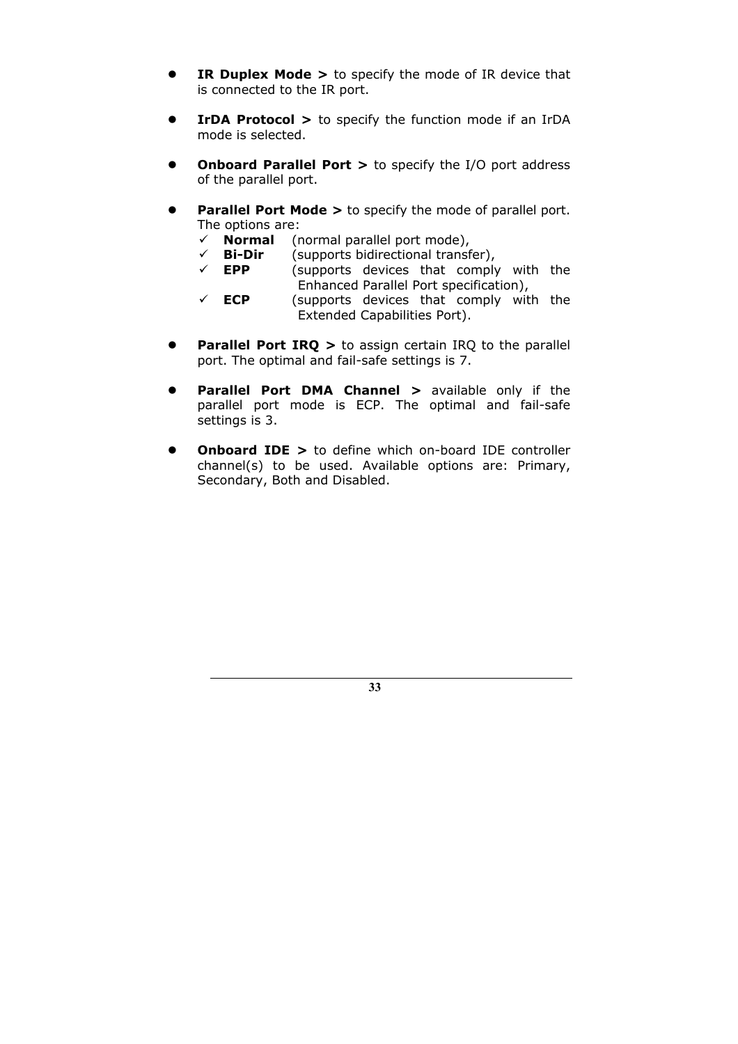- **IR Duplex Mode >** to specify the mode of IR device that is connected to the IR port.

- **IrDA Protocol >** to specify the function mode if an IrDA mode is selected.

- **Onboard Parallel Port >** to specify the I/O port address of the parallel port.

- **Parallel Port Mode >** to specify the mode of parallel port. The options are:
  - ✓ **Normal** (normal parallel port mode),
  - ✓ **Bi-Dir** (supports bidirectional transfer),
  - ✓ **EPP** (supports devices that comply with the Enhanced Parallel Port specification),
  - ✓ **ECP** (supports devices that comply with the Extended Capabilities Port).

- **Parallel Port IRQ >** to assign certain IRQ to the parallel port. The optimal and fail-safe settings is 7.

- **Parallel Port DMA Channel >** available only if the parallel port mode is ECP. The optimal and fail-safe settings is 3.

- **Onboard IDE >** to define which on-board IDE controller channel(s) to be used. Available options are: Primary, Secondary, Both and Disabled.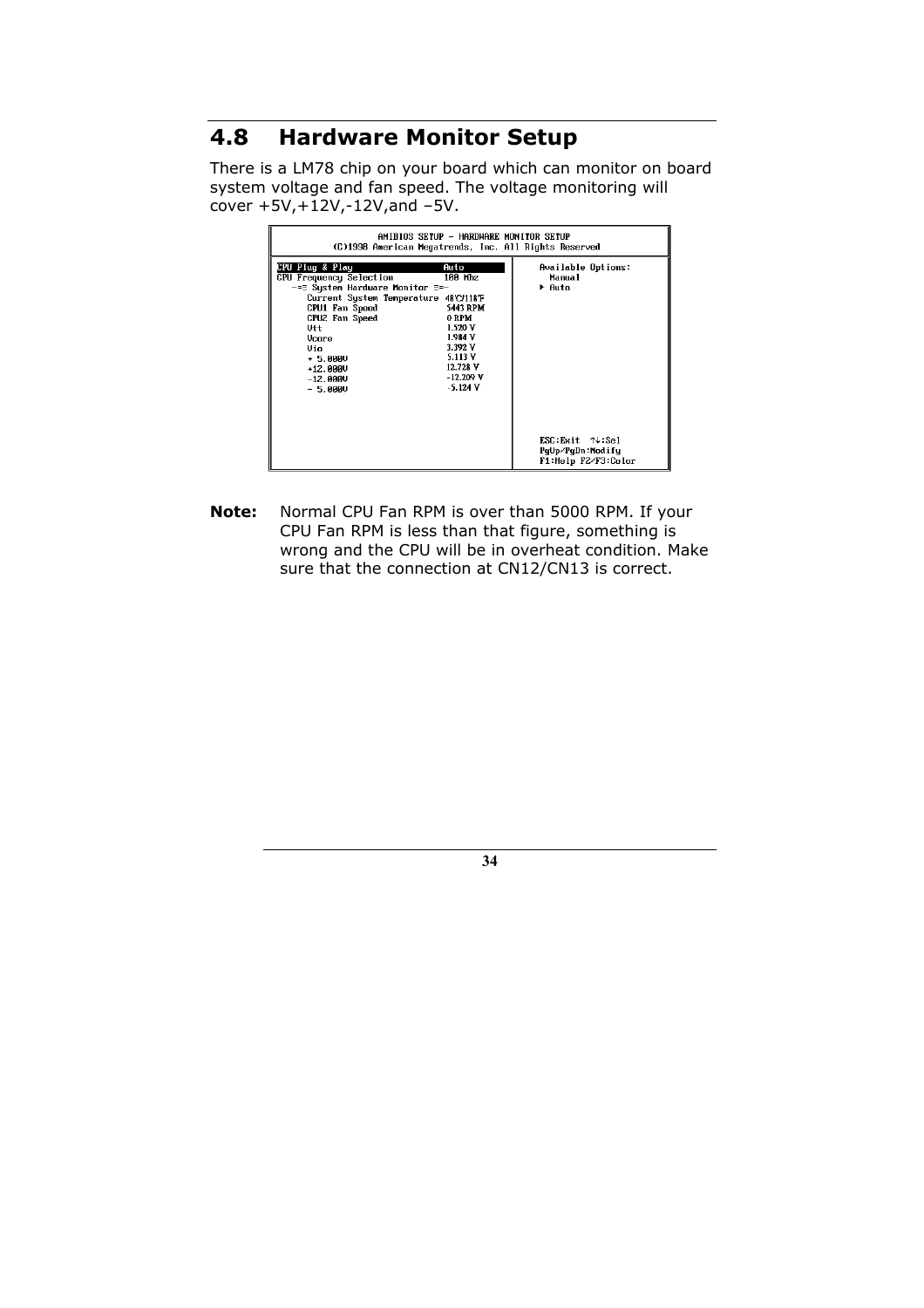## 4.8 Hardware Monitor Setup

There is a LM78 chip on your board which can monitor on board system voltage and fan speed. The voltage monitoring will cover +5V,+12V,-12V,and –5V.

```
                    AMIBIOS SETUP - HARDWARE MONITOR SETUP
          (C)1998 American Megatrends, Inc. All Rights Reserved

CPU Plug & Play                    Auto          Available Options:
CPU Frequency Selection            100 Mhz         Manual
  -== System Hardware Monitor ==-                ▶ Auto
    Current System Temperature  48°C/118°F
    CPU1 Fan Speed                 5443 RPM
    CPU2 Fan Speed                 0 RPM
    Vtt                            1.520 V
    Vcore                          1.984 V
    Vio                            3.392 V
    + 5.000V                       5.113 V
    +12.000V                       12.728 V
    -12.000V                       -12.209 V
    - 5.000V                       -5.124 V
                                                 ESC:Exit  ↑↓:Sel
                                                 PgUp/PgDn:Modify
                                                 F1:Help F2/F3:Color
```

**Note:** Normal CPU Fan RPM is over than 5000 RPM. If your CPU Fan RPM is less than that figure, something is wrong and the CPU will be in overheat condition. Make sure that the connection at CN12/CN13 is correct.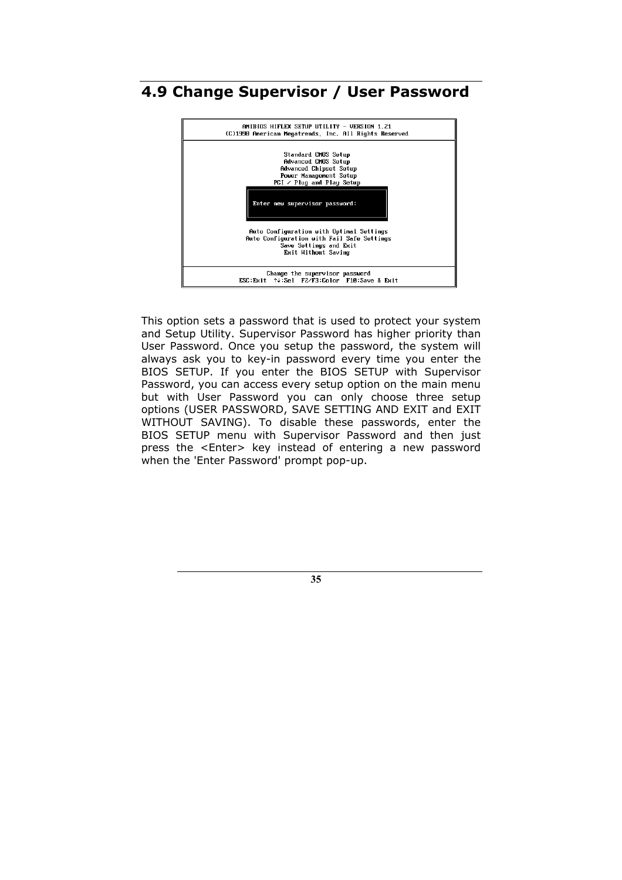## 4.9 Change Supervisor / User Password

```
AMIBIOS HIFLEX SETUP UTILITY - VERSION 1.21
(C)1998 American Megatrends, Inc. All Rights Reserved

Standard CMOS Setup
Advanced CMOS Setup
Advanced Chipset Setup
Power Management Setup
PCI / Plug and Play Setup

Enter new supervisor password:

Auto Configuration with Optimal Settings
Auto Configuration with Fail Safe Settings
Save Settings and Exit
Exit Without Saving

Change the supervisor password
ESC:Exit  ↑↓:Sel  F2/F3:Color  F10:Save & Exit
```

This option sets a password that is used to protect your system and Setup Utility. Supervisor Password has higher priority than User Password. Once you setup the password, the system will always ask you to key-in password every time you enter the BIOS SETUP. If you enter the BIOS SETUP with Supervisor Password, you can access every setup option on the main menu but with User Password you can only choose three setup options (USER PASSWORD, SAVE SETTING AND EXIT and EXIT WITHOUT SAVING). To disable these passwords, enter the BIOS SETUP menu with Supervisor Password and then just press the <Enter> key instead of entering a new password when the 'Enter Password' prompt pop-up.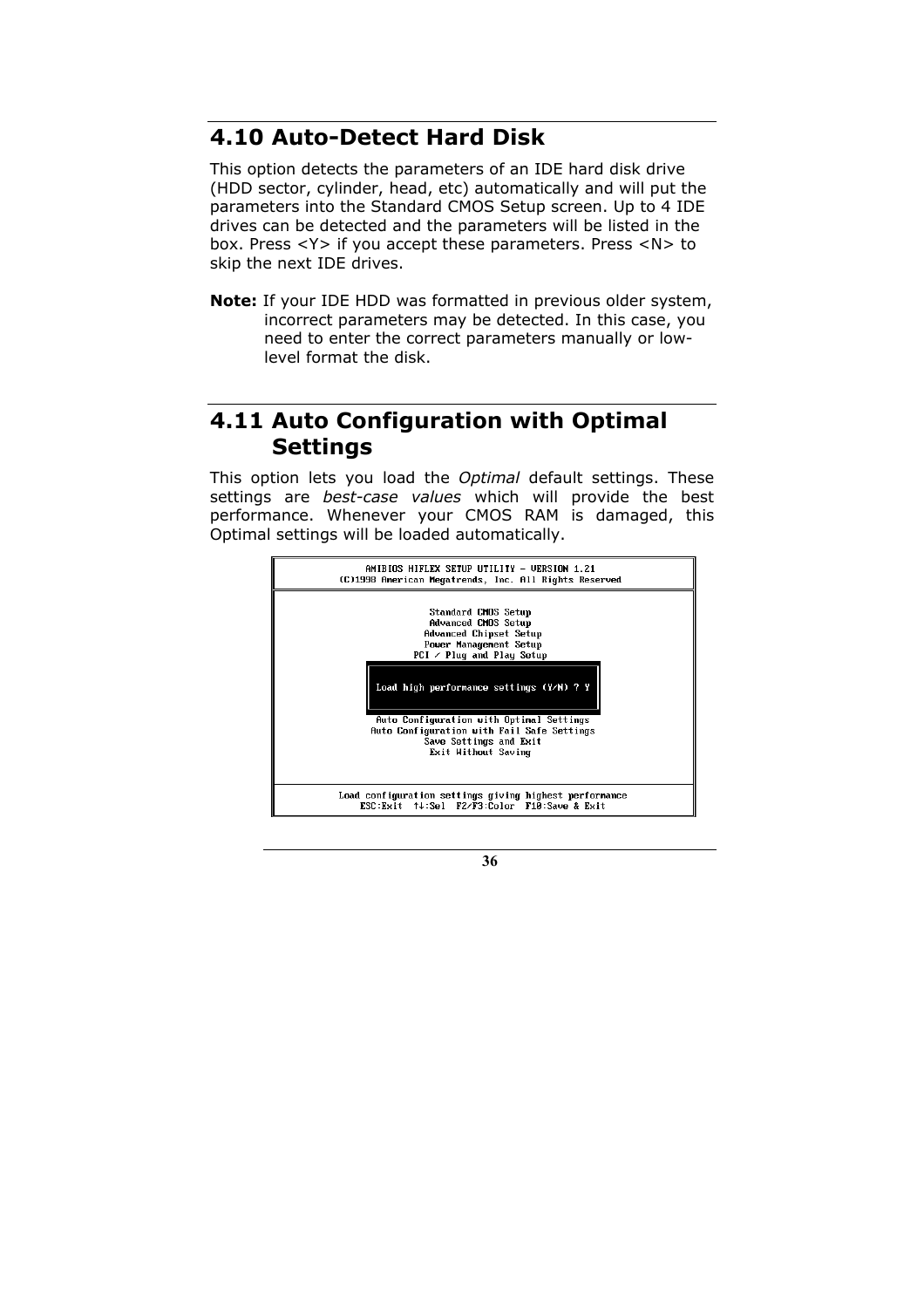## 4.10 Auto-Detect Hard Disk

This option detects the parameters of an IDE hard disk drive (HDD sector, cylinder, head, etc) automatically and will put the parameters into the Standard CMOS Setup screen. Up to 4 IDE drives can be detected and the parameters will be listed in the box. Press <Y> if you accept these parameters. Press <N> to skip the next IDE drives.

**Note:** If your IDE HDD was formatted in previous older system, incorrect parameters may be detected. In this case, you need to enter the correct parameters manually or low-level format the disk.

## 4.11 Auto Configuration with Optimal Settings

This option lets you load the *Optimal* default settings. These settings are *best-case values* which will provide the best performance. Whenever your CMOS RAM is damaged, this Optimal settings will be loaded automatically.

```
AMIBIOS HIFLEX SETUP UTILITY – VERSION 1.21
(C)1998 American Megatrends, Inc. All Rights Reserved

Standard CMOS Setup
Advanced CMOS Setup
Advanced Chipset Setup
Power Management Setup
PCI / Plug and Play Setup

Load high performance settings (Y/N) ? Y

Auto Configuration with Optimal Settings
Auto Configuration with Fail Safe Settings
Save Settings and Exit
Exit Without Saving

Load configuration settings giving highest performance
ESC:Exit  ↑↓:Sel  F2/F3:Color  F10:Save & Exit
```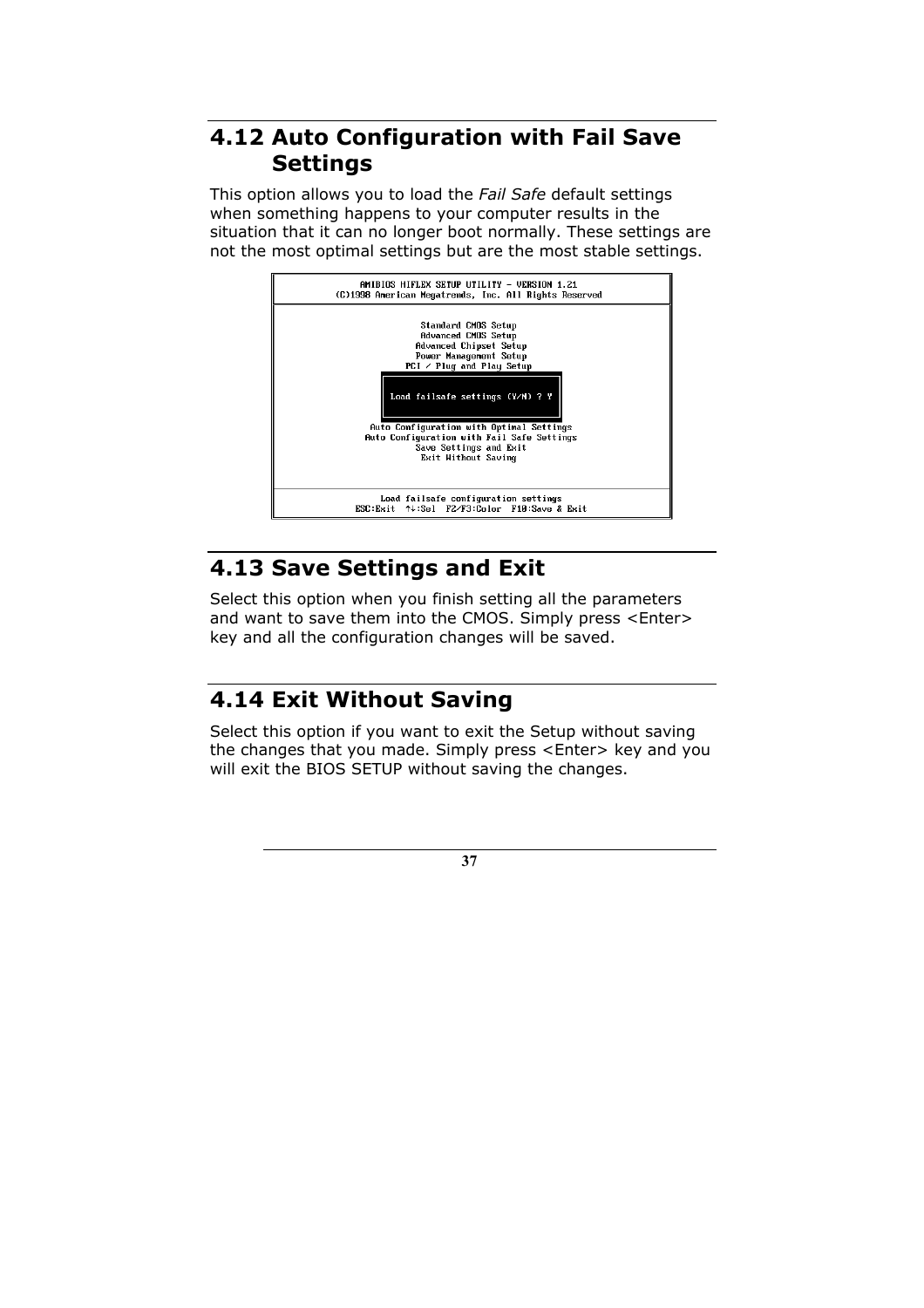## 4.12 Auto Configuration with Fail Save Settings

This option allows you to load the *Fail Safe* default settings when something happens to your computer results in the situation that it can no longer boot normally. These settings are not the most optimal settings but are the most stable settings.

```
AMIBIOS HIFLEX SETUP UTILITY - VERSION 1.21
(C)1998 American Megatrends, Inc. All Rights Reserved

Standard CMOS Setup
Advanced CMOS Setup
Advanced Chipset Setup
Power Management Setup
PCI / Plug and Play Setup

Load failsafe settings (Y/N) ? Y

Auto Configuration with Optimal Settings
Auto Configuration with Fail Safe Settings
Save Settings and Exit
Exit Without Saving

Load failsafe configuration settings
ESC:Exit  ↑↓:Sel  F2/F3:Color  F10:Save & Exit
```

## 4.13 Save Settings and Exit

Select this option when you finish setting all the parameters and want to save them into the CMOS. Simply press <Enter> key and all the configuration changes will be saved.

## 4.14 Exit Without Saving

Select this option if you want to exit the Setup without saving the changes that you made. Simply press <Enter> key and you will exit the BIOS SETUP without saving the changes.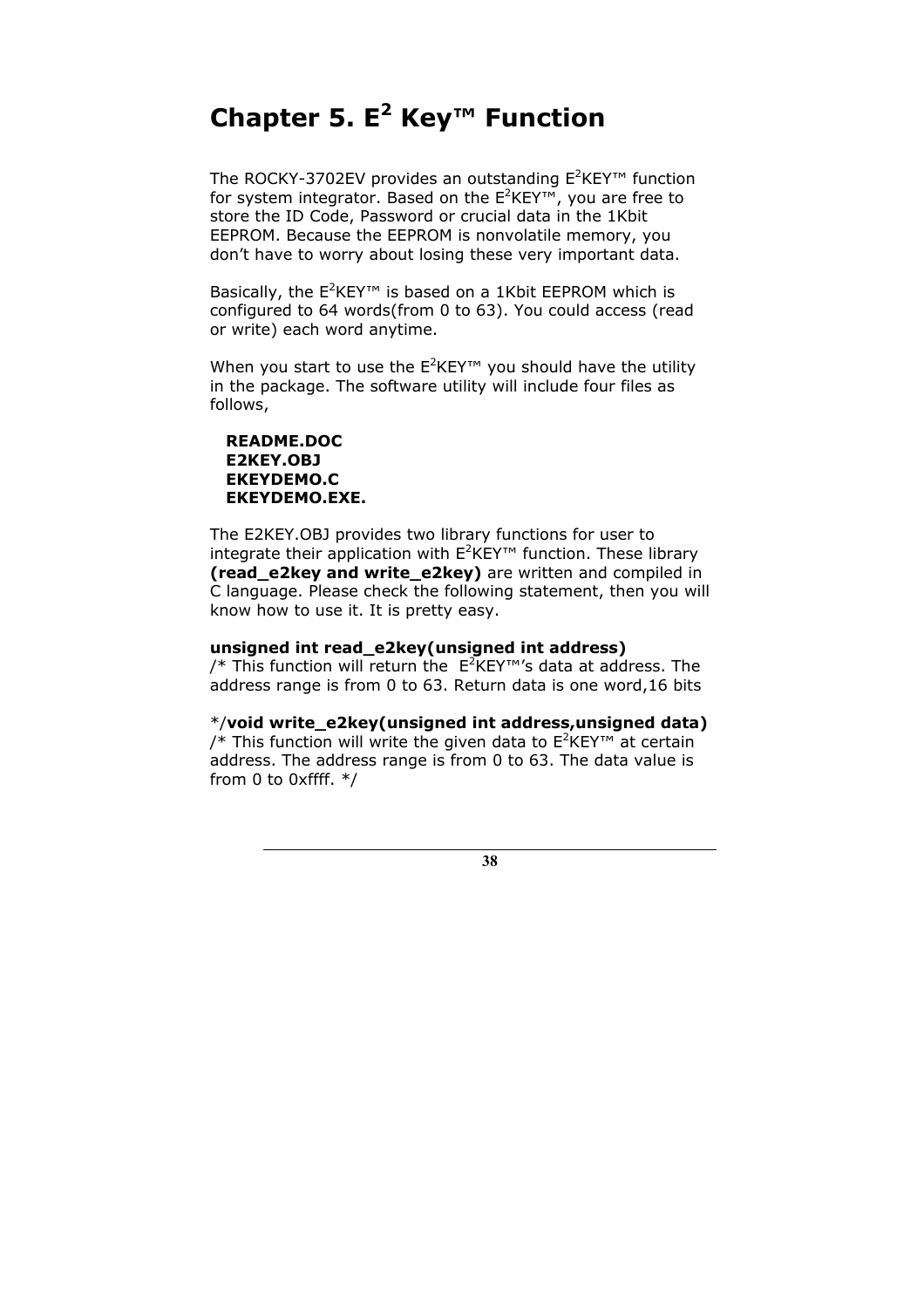# Chapter 5. E$^2$ Key™ Function

The ROCKY-3702EV provides an outstanding E$^2$KEY™ function for system integrator. Based on the E$^2$KEY™, you are free to store the ID Code, Password or crucial data in the 1Kbit EEPROM. Because the EEPROM is nonvolatile memory, you don't have to worry about losing these very important data.

Basically, the E$^2$KEY™ is based on a 1Kbit EEPROM which is configured to 64 words(from 0 to 63). You could access (read or write) each word anytime.

When you start to use the E$^2$KEY™ you should have the utility in the package. The software utility will include four files as follows,

**README.DOC**
**E2KEY.OBJ**
**EKEYDEMO.C**
**EKEYDEMO.EXE.**

The E2KEY.OBJ provides two library functions for user to integrate their application with E$^2$KEY™ function. These library **(read_e2key and write_e2key)** are written and compiled in C language. Please check the following statement, then you will know how to use it. It is pretty easy.

**unsigned int read_e2key(unsigned int address)**
/* This function will return the E$^2$KEY™'s data at address. The address range is from 0 to 63. Return data is one word,16 bits

*/**void write_e2key(unsigned int address,unsigned data)**
/* This function will write the given data to E$^2$KEY™ at certain address. The address range is from 0 to 63. The data value is from 0 to 0xffff. */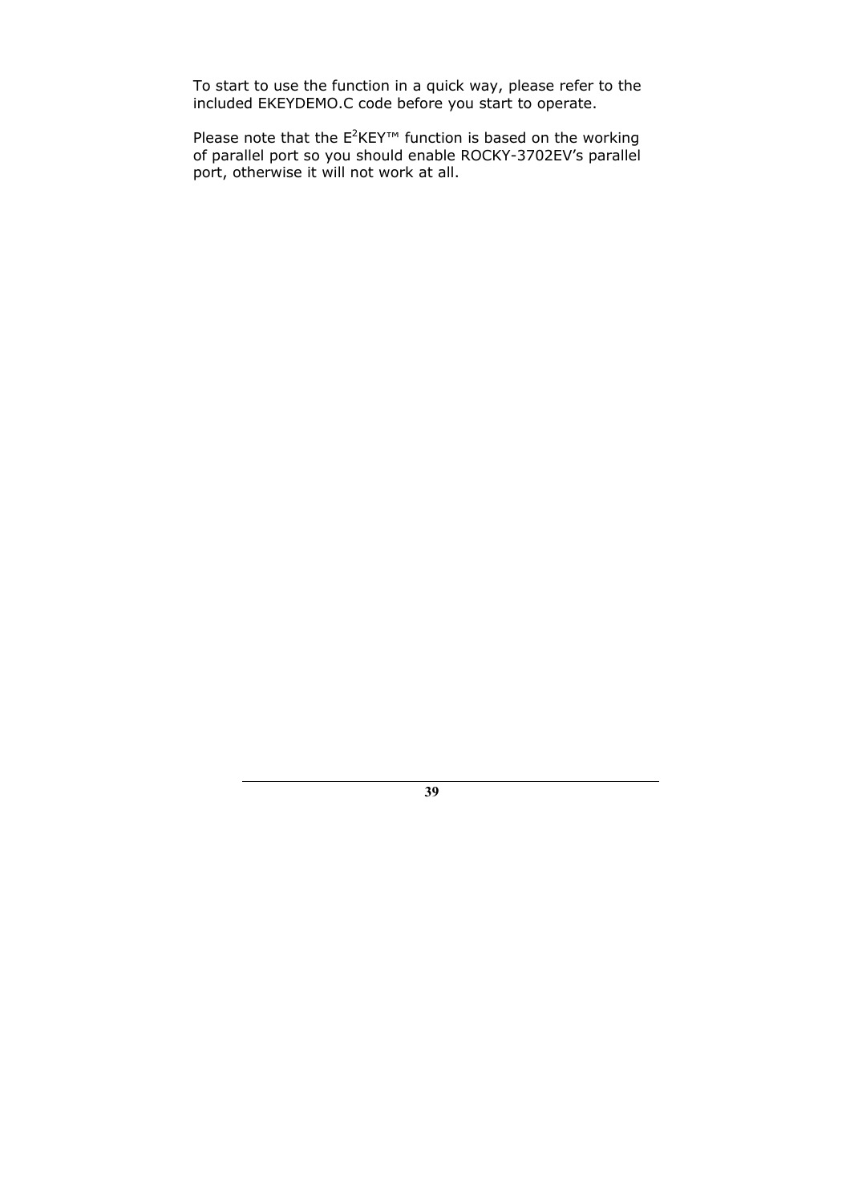To start to use the function in a quick way, please refer to the included EKEYDEMO.C code before you start to operate.

Please note that the $E^2$KEY™ function is based on the working of parallel port so you should enable ROCKY-3702EV's parallel port, otherwise it will not work at all.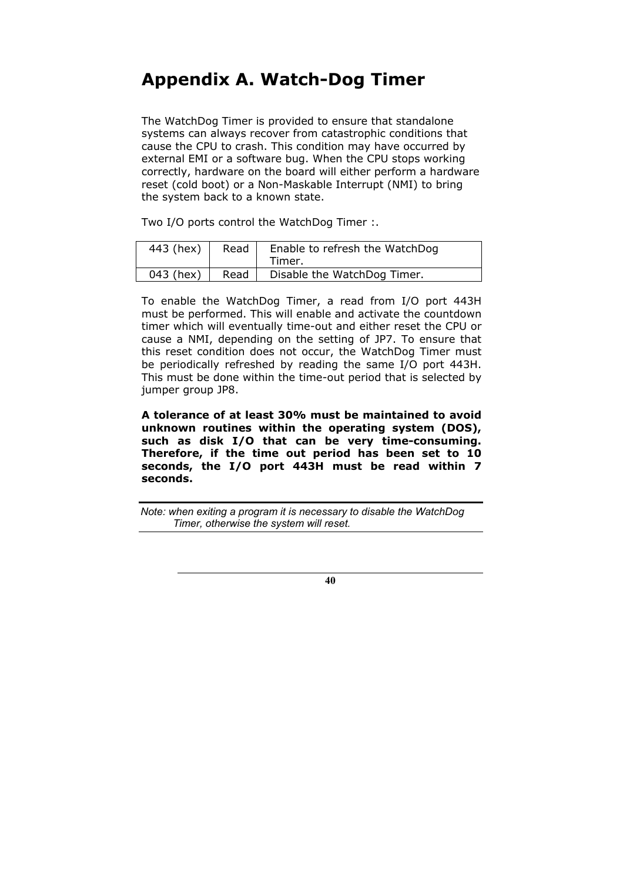# Appendix A. Watch-Dog Timer

The WatchDog Timer is provided to ensure that standalone systems can always recover from catastrophic conditions that cause the CPU to crash. This condition may have occurred by external EMI or a software bug. When the CPU stops working correctly, hardware on the board will either perform a hardware reset (cold boot) or a Non-Maskable Interrupt (NMI) to bring the system back to a known state.

Two I/O ports control the WatchDog Timer :.

| 443 (hex) | Read | Enable to refresh the WatchDog Timer. |
|---|---|---|
| 043 (hex) | Read | Disable the WatchDog Timer. |

To enable the WatchDog Timer, a read from I/O port 443H must be performed. This will enable and activate the countdown timer which will eventually time-out and either reset the CPU or cause a NMI, depending on the setting of JP7. To ensure that this reset condition does not occur, the WatchDog Timer must be periodically refreshed by reading the same I/O port 443H. This must be done within the time-out period that is selected by jumper group JP8.

**A tolerance of at least 30% must be maintained to avoid unknown routines within the operating system (DOS), such as disk I/O that can be very time-consuming. Therefore, if the time out period has been set to 10 seconds, the I/O port 443H must be read within 7 seconds.**

*Note: when exiting a program it is necessary to disable the WatchDog Timer, otherwise the system will reset.*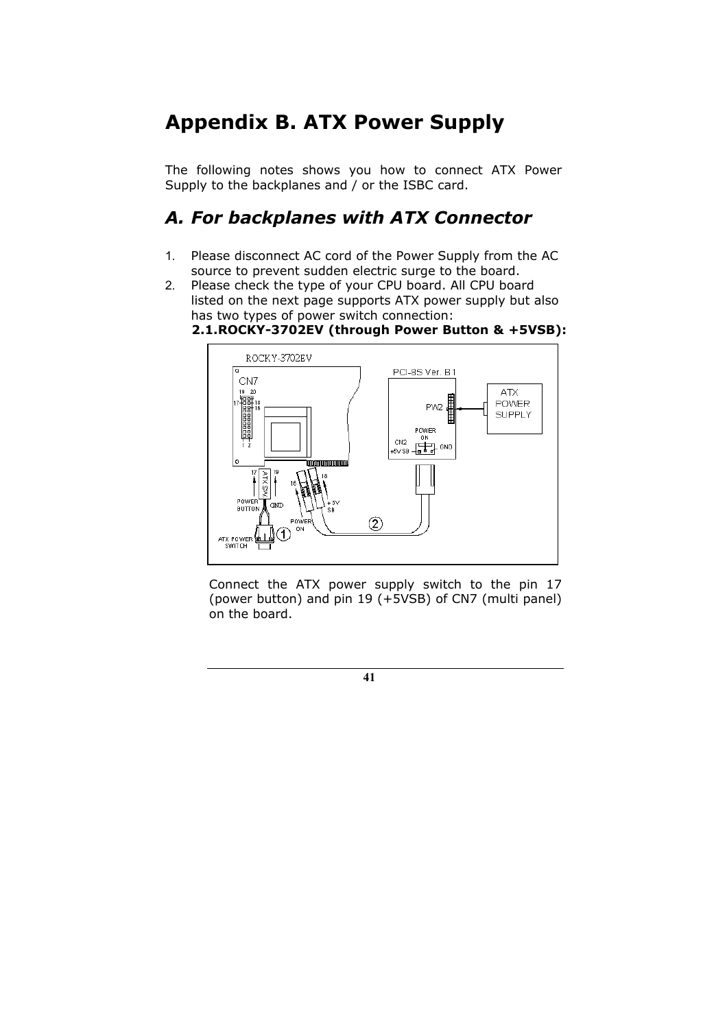# Appendix B. ATX Power Supply

The following notes shows you how to connect ATX Power Supply to the backplanes and / or the ISBC card.

## *A. For backplanes with ATX Connector*

1. Please disconnect AC cord of the Power Supply from the AC source to prevent sudden electric surge to the board.
2. Please check the type of your CPU board. All CPU board listed on the next page supports ATX power supply but also has two types of power switch connection:

**2.1.ROCKY-3702EV (through Power Button & +5VSB):**

Connect the ATX power supply switch to the pin 17 (power button) and pin 19 (+5VSB) of CN7 (multi panel) on the board.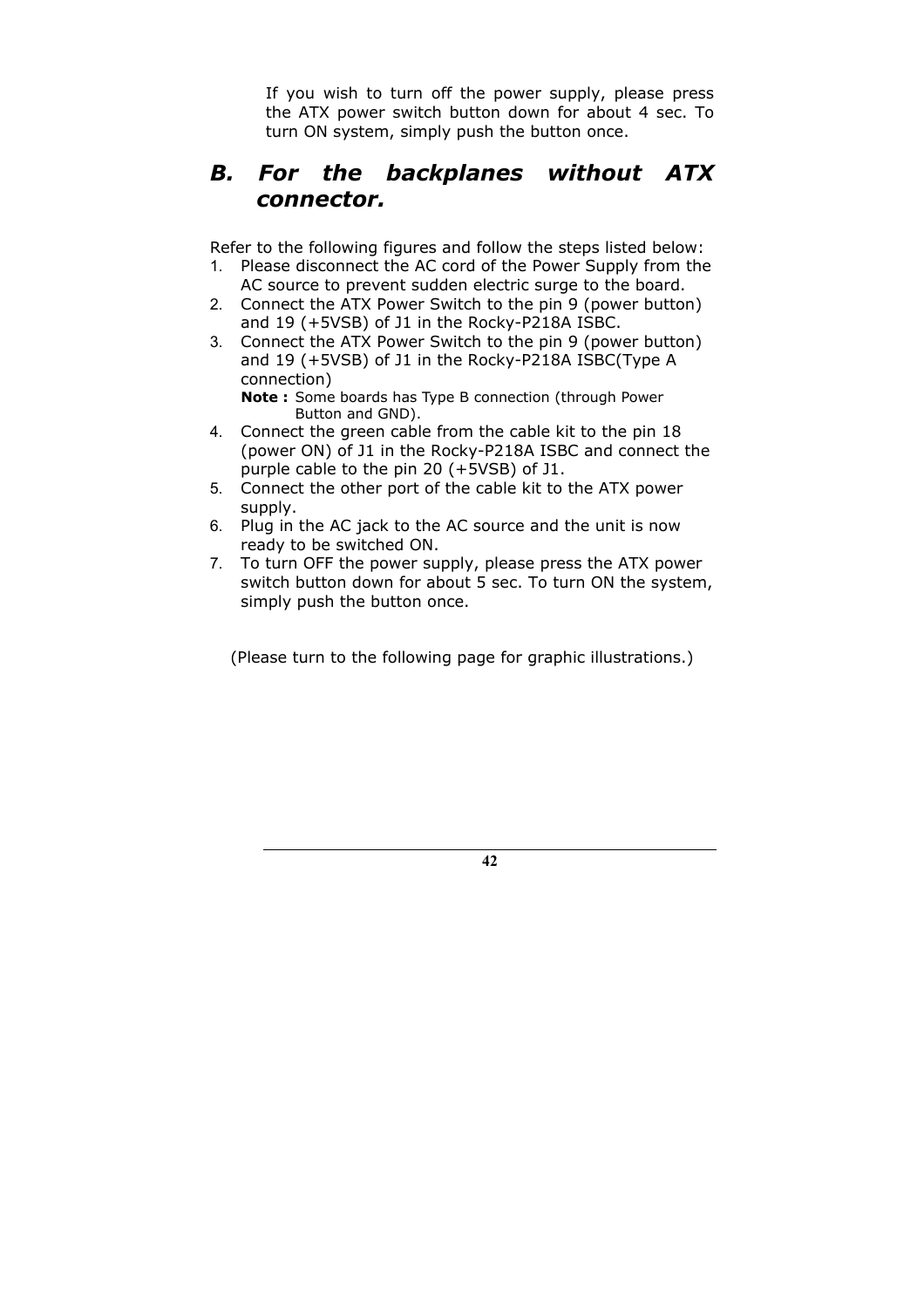If you wish to turn off the power supply, please press the ATX power switch button down for about 4 sec. To turn ON system, simply push the button once.

## *B. For the backplanes without ATX connector.*

Refer to the following figures and follow the steps listed below:

1. Please disconnect the AC cord of the Power Supply from the AC source to prevent sudden electric surge to the board.
2. Connect the ATX Power Switch to the pin 9 (power button) and 19 (+5VSB) of J1 in the Rocky-P218A ISBC.
3. Connect the ATX Power Switch to the pin 9 (power button) and 19 (+5VSB) of J1 in the Rocky-P218A ISBC(Type A connection)
   **Note :** Some boards has Type B connection (through Power Button and GND).
4. Connect the green cable from the cable kit to the pin 18 (power ON) of J1 in the Rocky-P218A ISBC and connect the purple cable to the pin 20 (+5VSB) of J1.
5. Connect the other port of the cable kit to the ATX power supply.
6. Plug in the AC jack to the AC source and the unit is now ready to be switched ON.
7. To turn OFF the power supply, please press the ATX power switch button down for about 5 sec. To turn ON the system, simply push the button once.

(Please turn to the following page for graphic illustrations.)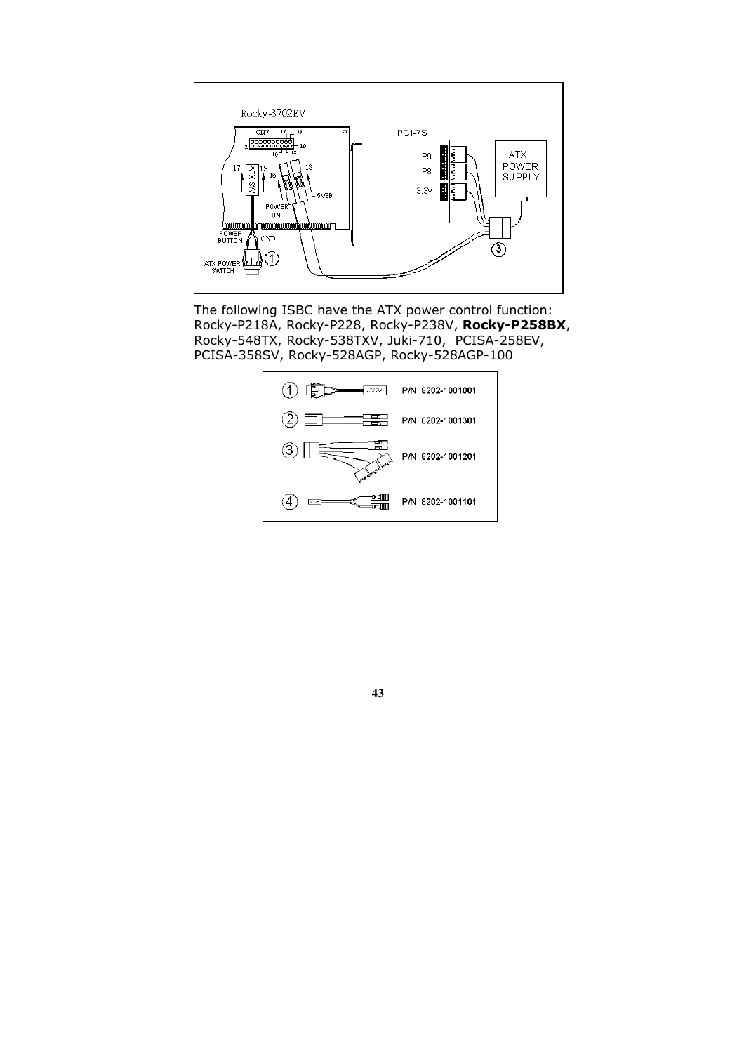The following ISBC have the ATX power control function: Rocky-P218A, Rocky-P228, Rocky-P238V, **Rocky-P258BX**, Rocky-548TX, Rocky-538TXV, Juki-710, PCISA-258EV, PCISA-358SV, Rocky-528AGP, Rocky-528AGP-100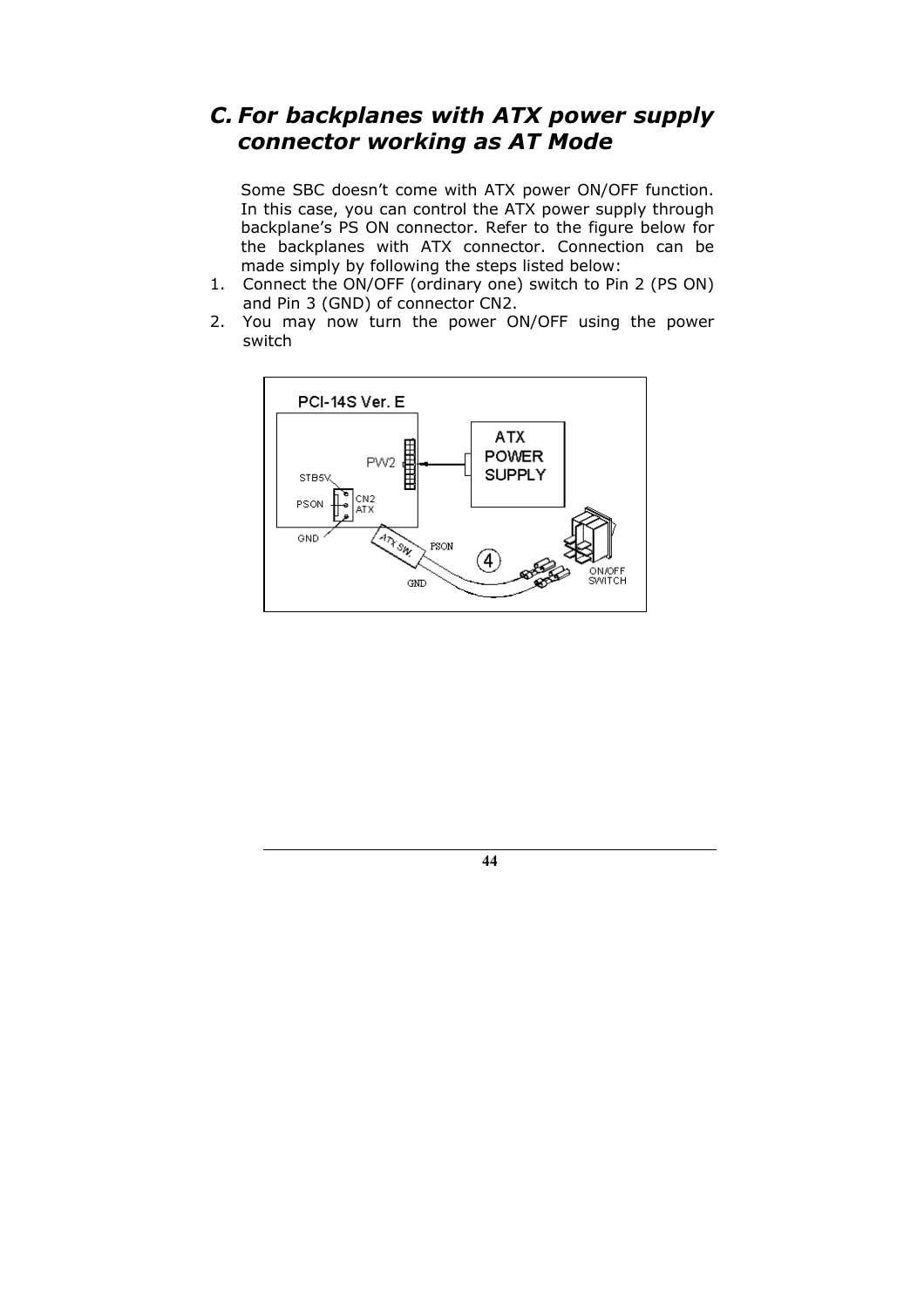## C. For backplanes with ATX power supply connector working as AT Mode

Some SBC doesn't come with ATX power ON/OFF function. In this case, you can control the ATX power supply through backplane's PS ON connector. Refer to the figure below for the backplanes with ATX connector. Connection can be made simply by following the steps listed below:

1. Connect the ON/OFF (ordinary one) switch to Pin 2 (PS ON) and Pin 3 (GND) of connector CN2.
2. You may now turn the power ON/OFF using the power switch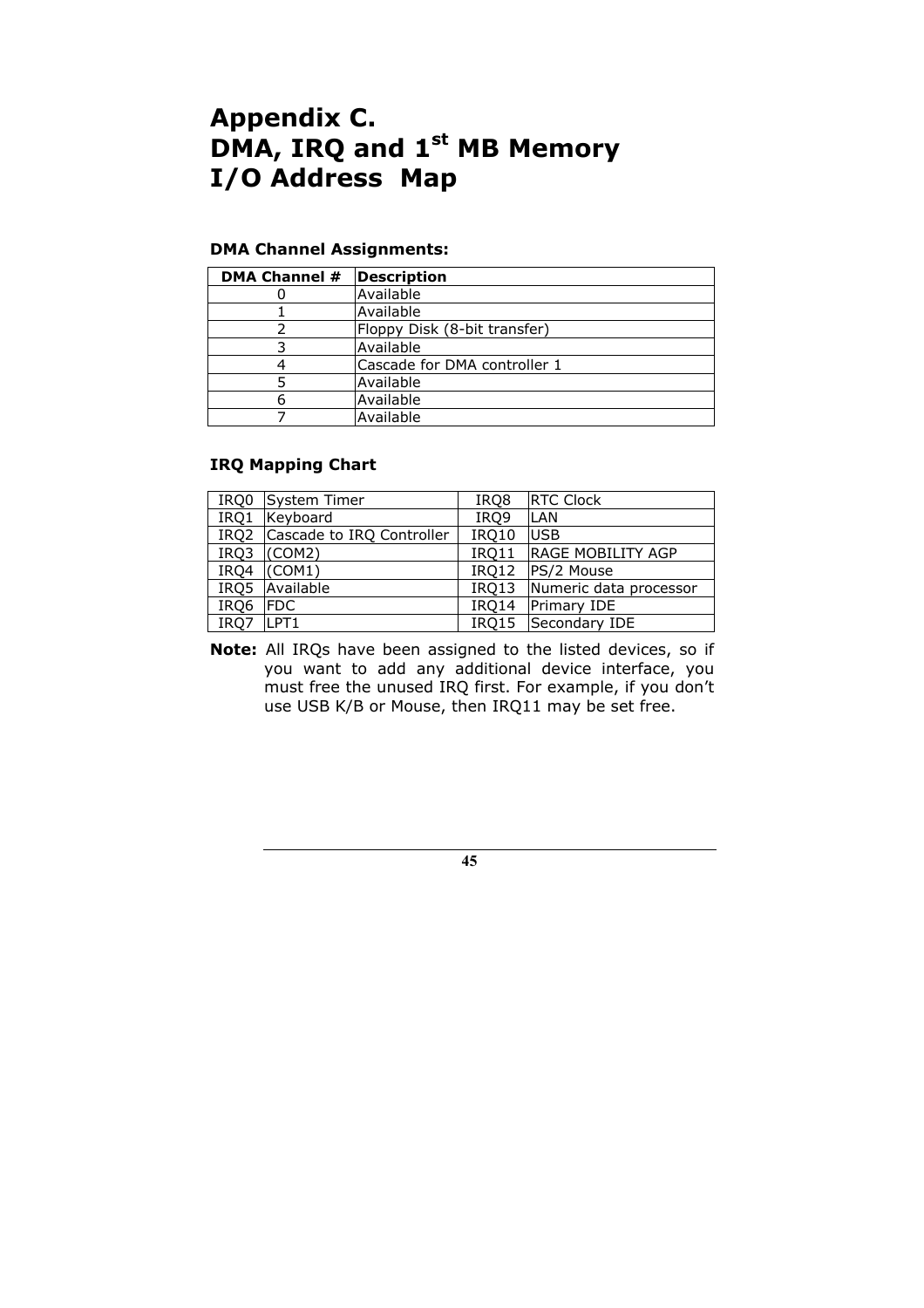# Appendix C. DMA, IRQ and 1st MB Memory I/O Address Map

**DMA Channel Assignments:**

| DMA Channel # | Description |
|---|---|
| 0 | Available |
| 1 | Available |
| 2 | Floppy Disk (8-bit transfer) |
| 3 | Available |
| 4 | Cascade for DMA controller 1 |
| 5 | Available |
| 6 | Available |
| 7 | Available |

**IRQ Mapping Chart**

| | | | |
|---|---|---|---|
| IRQ0 | System Timer | IRQ8 | RTC Clock |
| IRQ1 | Keyboard | IRQ9 | LAN |
| IRQ2 | Cascade to IRQ Controller | IRQ10 | USB |
| IRQ3 | (COM2) | IRQ11 | RAGE MOBILITY AGP |
| IRQ4 | (COM1) | IRQ12 | PS/2 Mouse |
| IRQ5 | Available | IRQ13 | Numeric data processor |
| IRQ6 | FDC | IRQ14 | Primary IDE |
| IRQ7 | LPT1 | IRQ15 | Secondary IDE |

**Note:** All IRQs have been assigned to the listed devices, so if you want to add any additional device interface, you must free the unused IRQ first. For example, if you don't use USB K/B or Mouse, then IRQ11 may be set free.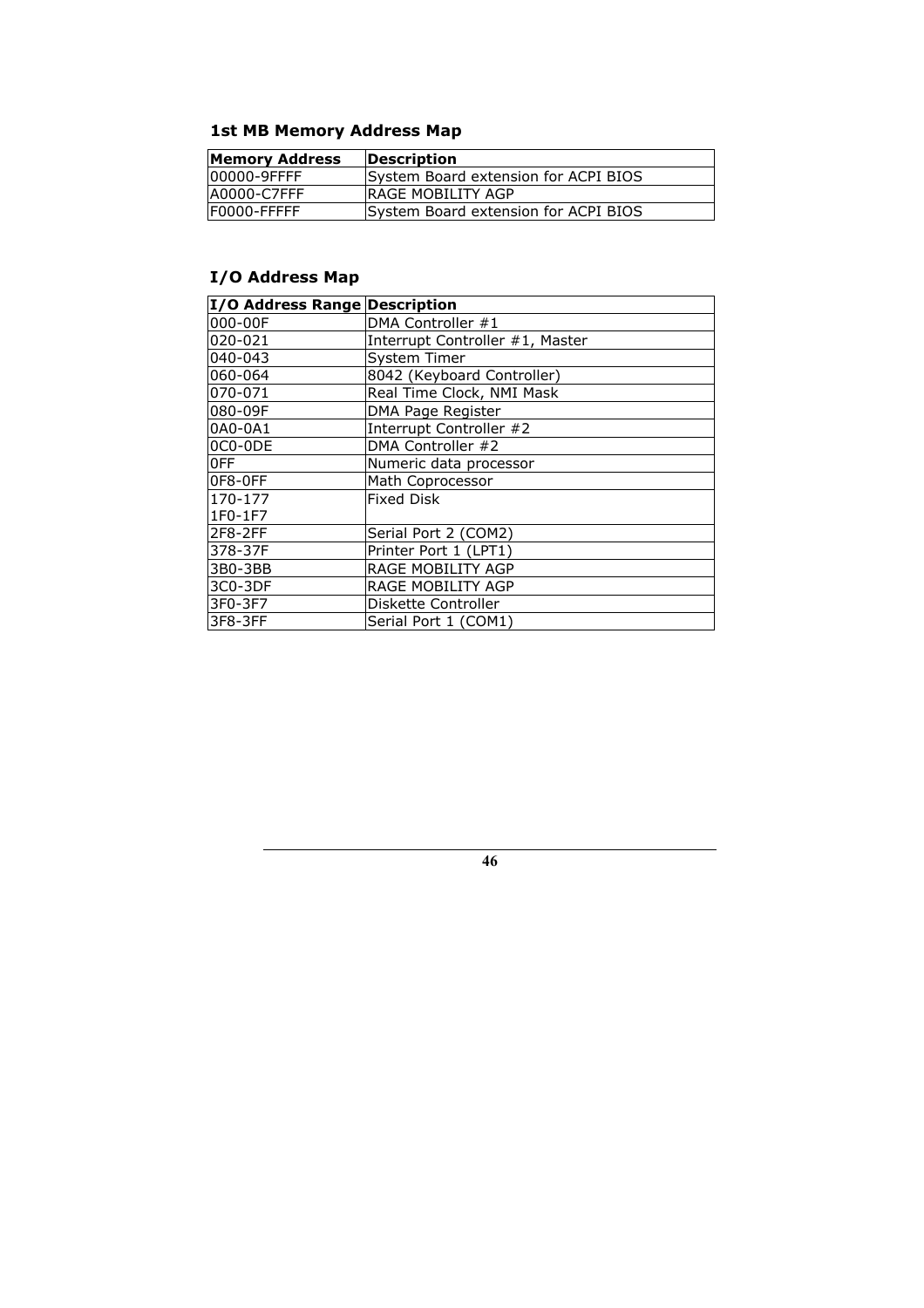### 1st MB Memory Address Map

| Memory Address | Description |
|---|---|
| 00000-9FFFF | System Board extension for ACPI BIOS |
| A0000-C7FFF | RAGE MOBILITY AGP |
| F0000-FFFFF | System Board extension for ACPI BIOS |

### I/O Address Map

| I/O Address Range | Description |
|---|---|
| 000-00F | DMA Controller #1 |
| 020-021 | Interrupt Controller #1, Master |
| 040-043 | System Timer |
| 060-064 | 8042 (Keyboard Controller) |
| 070-071 | Real Time Clock, NMI Mask |
| 080-09F | DMA Page Register |
| 0A0-0A1 | Interrupt Controller #2 |
| 0C0-0DE | DMA Controller #2 |
| 0FF | Numeric data processor |
| 0F8-0FF | Math Coprocessor |
| 170-177<br>1F0-1F7 | Fixed Disk |
| 2F8-2FF | Serial Port 2 (COM2) |
| 378-37F | Printer Port 1 (LPT1) |
| 3B0-3BB | RAGE MOBILITY AGP |
| 3C0-3DF | RAGE MOBILITY AGP |
| 3F0-3F7 | Diskette Controller |
| 3F8-3FF | Serial Port 1 (COM1) |